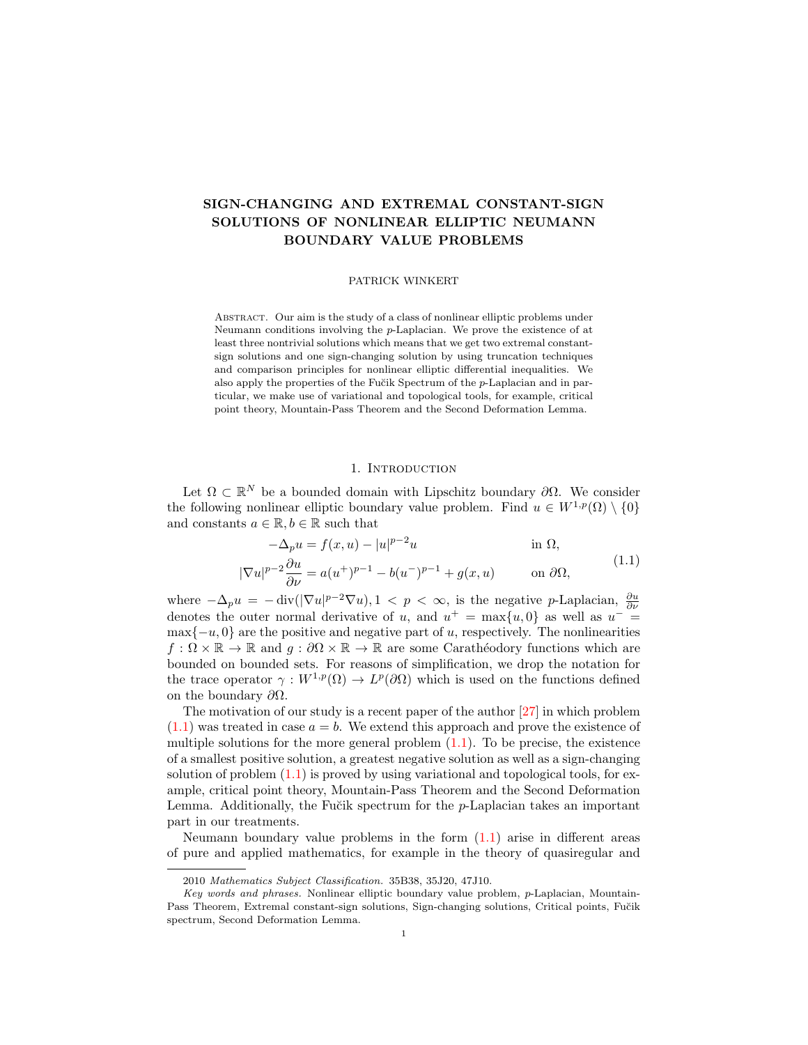# SIGN-CHANGING AND EXTREMAL CONSTANT-SIGN SOLUTIONS OF NONLINEAR ELLIPTIC NEUMANN BOUNDARY VALUE PROBLEMS

PATRICK WINKERT

Abstract. Our aim is the study of a class of nonlinear elliptic problems under Neumann conditions involving the $p$-Laplacian. We prove the existence of at least three nontrivial solutions which means that we get two extremal constant-sign solutions and one sign-changing solution by using truncation techniques and comparison principles for nonlinear elliptic differential inequalities. We also apply the properties of the Fučik Spectrum of the $p$-Laplacian and in particular, we make use of variational and topological tools, for example, critical point theory, Mountain-Pass Theorem and the Second Deformation Lemma.

## 1. Introduction

Let $\Omega \subset \mathbb{R}^N$ be a bounded domain with Lipschitz boundary $\partial\Omega$. We consider the following nonlinear elliptic boundary value problem. Find $u \in W^{1,p}(\Omega) \setminus \{0\}$ and constants $a \in \mathbb{R}, b \in \mathbb{R}$ such that

$$
\begin{aligned}
-\Delta_p u &= f(x,u) - |u|^{p-2}u && \text{in } \Omega,\\
|\nabla u|^{p-2}\frac{\partial u}{\partial \nu} &= a(u^+)^{p-1} - b(u^-)^{p-1} + g(x,u) && \text{on } \partial\Omega,
\end{aligned}
\tag{1.1}
$$

where $-\Delta_p u = -\operatorname{div}(|\nabla u|^{p-2}\nabla u), 1 < p < \infty$, is the negative $p$-Laplacian, $\frac{\partial u}{\partial \nu}$ denotes the outer normal derivative of $u$, and $u^+ = \max\{u, 0\}$ as well as $u^- = \max\{-u, 0\}$ are the positive and negative part of $u$, respectively. The nonlinearities $f : \Omega \times \mathbb{R} \to \mathbb{R}$ and $g : \partial\Omega \times \mathbb{R} \to \mathbb{R}$ are some Carathéodory functions which are bounded on bounded sets. For reasons of simplification, we drop the notation for the trace operator $\gamma : W^{1,p}(\Omega) \to L^p(\partial\Omega)$ which is used on the functions defined on the boundary $\partial\Omega$.

The motivation of our study is a recent paper of the author [27] in which problem (1.1) was treated in case $a = b$. We extend this approach and prove the existence of multiple solutions for the more general problem (1.1). To be precise, the existence of a smallest positive solution, a greatest negative solution as well as a sign-changing solution of problem (1.1) is proved by using variational and topological tools, for example, critical point theory, Mountain-Pass Theorem and the Second Deformation Lemma. Additionally, the Fučik spectrum for the $p$-Laplacian takes an important part in our treatments.

Neumann boundary value problems in the form (1.1) arise in different areas of pure and applied mathematics, for example in the theory of quasiregular and

2010 *Mathematics Subject Classification.* 35B38, 35J20, 47J10.

*Key words and phrases.* Nonlinear elliptic boundary value problem, $p$-Laplacian, Mountain-Pass Theorem, Extremal constant-sign solutions, Sign-changing solutions, Critical points, Fučik spectrum, Second Deformation Lemma.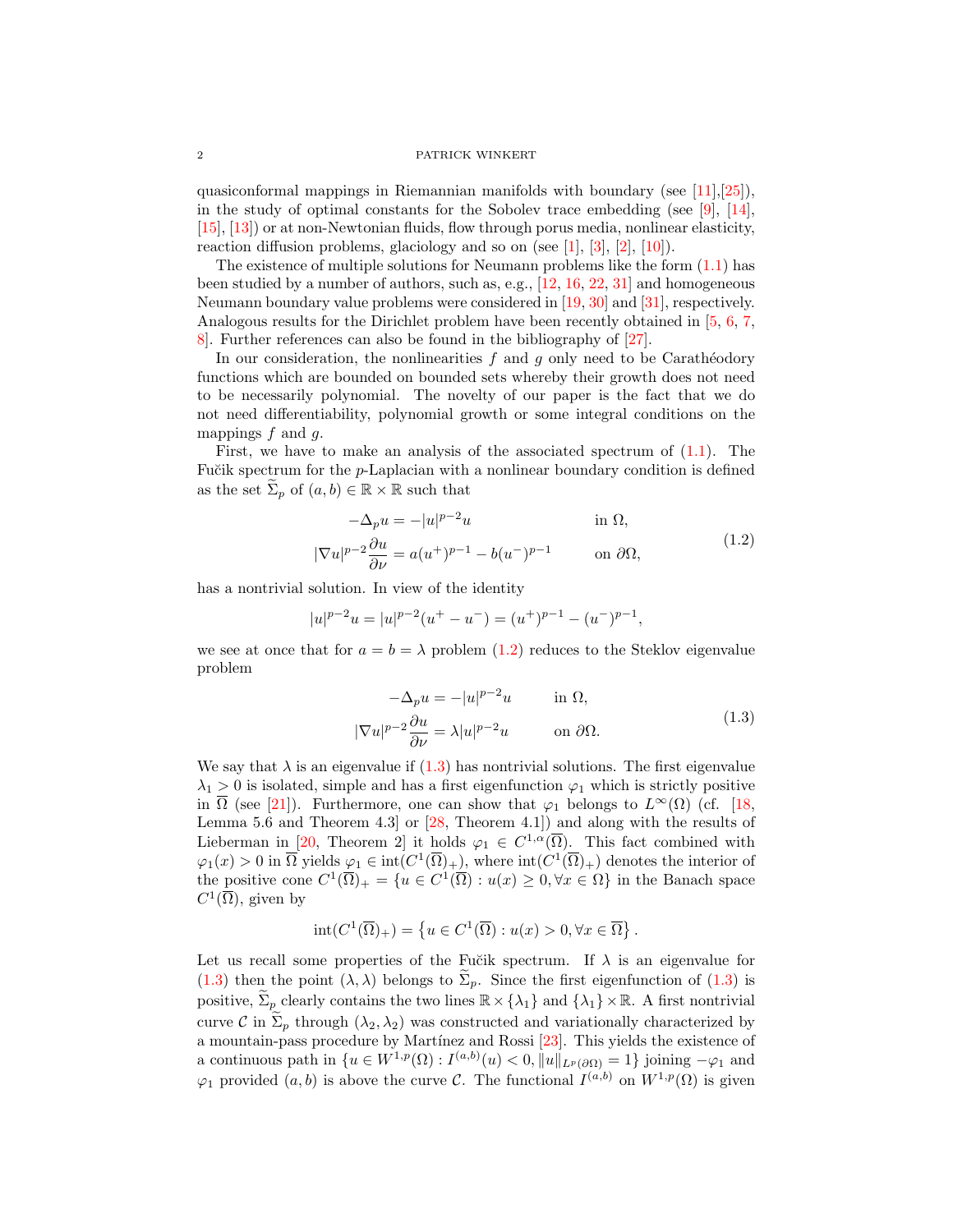quasiconformal mappings in Riemannian manifolds with boundary (see [11],[25]), in the study of optimal constants for the Sobolev trace embedding (see [9], [14], [15], [13]) or at non-Newtonian fluids, flow through porus media, nonlinear elasticity, reaction diffusion problems, glaciology and so on (see [1], [3], [2], [10]).

The existence of multiple solutions for Neumann problems like the form (1.1) has been studied by a number of authors, such as, e.g., [12, 16, 22, 31] and homogeneous Neumann boundary value problems were considered in [19, 30] and [31], respectively. Analogous results for the Dirichlet problem have been recently obtained in [5, 6, 7, 8]. Further references can also be found in the bibliography of [27].

In our consideration, the nonlinearities $f$ and $g$ only need to be Carathéodory functions which are bounded on bounded sets whereby their growth does not need to be necessarily polynomial. The novelty of our paper is the fact that we do not need differentiability, polynomial growth or some integral conditions on the mappings $f$ and $g$.

First, we have to make an analysis of the associated spectrum of (1.1). The Fučik spectrum for the $p$-Laplacian with a nonlinear boundary condition is defined as the set $\widetilde{\Sigma}_p$ of $(a, b) \in \mathbb{R} \times \mathbb{R}$ such that

$$
\begin{aligned}
-\Delta_p u &= -|u|^{p-2}u && \text{in } \Omega,\\
|\nabla u|^{p-2}\frac{\partial u}{\partial \nu} &= a(u^+)^{p-1} - b(u^-)^{p-1} && \text{on } \partial\Omega,
\end{aligned}
\tag{1.2}
$$

has a nontrivial solution. In view of the identity

$$
|u|^{p-2}u = |u|^{p-2}(u^+ - u^-) = (u^+)^{p-1} - (u^-)^{p-1},
$$

we see at once that for $a = b = \lambda$ problem (1.2) reduces to the Steklov eigenvalue problem

$$
\begin{aligned}
-\Delta_p u &= -|u|^{p-2}u && \text{in } \Omega,\\
|\nabla u|^{p-2}\frac{\partial u}{\partial \nu} &= \lambda|u|^{p-2}u && \text{on } \partial\Omega.
\end{aligned}
\tag{1.3}
$$

We say that $\lambda$ is an eigenvalue if (1.3) has nontrivial solutions. The first eigenvalue $\lambda_1 > 0$ is isolated, simple and has a first eigenfunction $\varphi_1$ which is strictly positive in $\overline{\Omega}$ (see [21]). Furthermore, one can show that $\varphi_1$ belongs to $L^\infty(\Omega)$ (cf. [18, Lemma 5.6 and Theorem 4.3] or [28, Theorem 4.1]) and along with the results of Lieberman in [20, Theorem 2] it holds $\varphi_1 \in C^{1,\alpha}(\overline{\Omega})$. This fact combined with $\varphi_1(x) > 0$ in $\overline{\Omega}$ yields $\varphi_1 \in \operatorname{int}(C^1(\overline{\Omega})_+)$, where $\operatorname{int}(C^1(\overline{\Omega})_+)$ denotes the interior of the positive cone $C^1(\overline{\Omega})_+ = \{u \in C^1(\overline{\Omega}) : u(x) \geq 0, \forall x \in \Omega\}$ in the Banach space $C^1(\overline{\Omega})$, given by

$$
\operatorname{int}(C^1(\overline{\Omega})_+) = \left\{u \in C^1(\overline{\Omega}) : u(x) > 0, \forall x \in \overline{\Omega}\right\}.
$$

Let us recall some properties of the Fučik spectrum. If $\lambda$ is an eigenvalue for (1.3) then the point $(\lambda, \lambda)$ belongs to $\widetilde{\Sigma}_p$. Since the first eigenfunction of (1.3) is positive, $\widetilde{\Sigma}_p$ clearly contains the two lines $\mathbb{R} \times \{\lambda_1\}$ and $\{\lambda_1\} \times \mathbb{R}$. A first nontrivial curve $\mathcal{C}$ in $\widetilde{\Sigma}_p$ through $(\lambda_2, \lambda_2)$ was constructed and variationally characterized by a mountain-pass procedure by Martínez and Rossi [23]. This yields the existence of a continuous path in $\{u \in W^{1,p}(\Omega) : I^{(a,b)}(u) < 0, \|u\|_{L^p(\partial\Omega)} = 1\}$ joining $-\varphi_1$ and $\varphi_1$ provided $(a, b)$ is above the curve $\mathcal{C}$. The functional $I^{(a,b)}$ on $W^{1,p}(\Omega)$ is given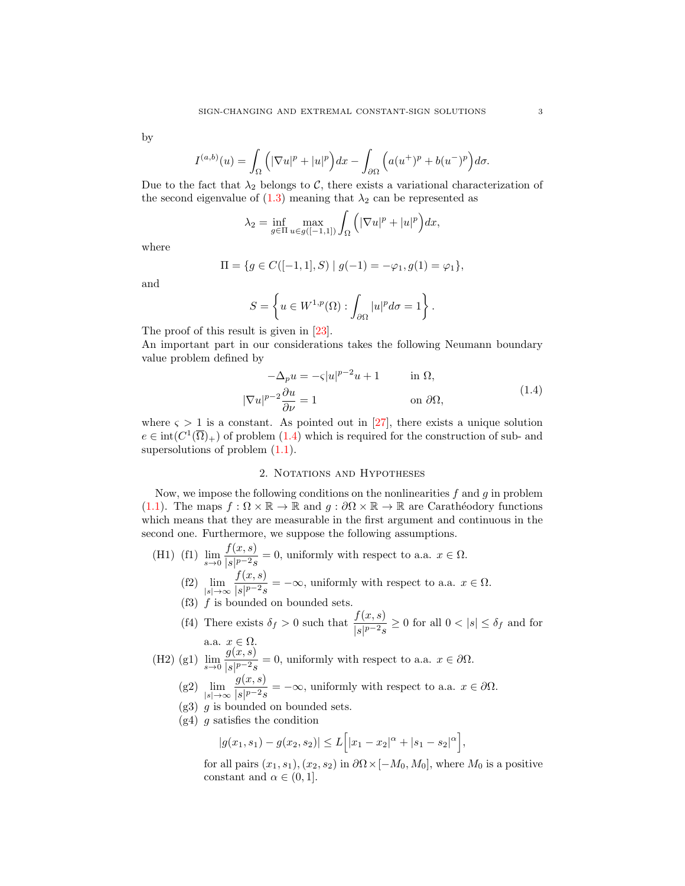by

$$I^{(a,b)}(u) = \int_\Omega \Big(|\nabla u|^p + |u|^p\Big)dx - \int_{\partial\Omega} \Big(a(u^+)^p + b(u^-)^p\Big)d\sigma.$$

Due to the fact that $\lambda_2$ belongs to $\mathcal{C}$, there exists a variational characterization of the second eigenvalue of (1.3) meaning that $\lambda_2$ can be represented as

$$\lambda_2 = \inf_{g\in\Pi} \max_{u\in g([-1,1])} \int_\Omega \Big(|\nabla u|^p + |u|^p\Big)dx,$$

where

$$\Pi = \{g \in C([-1,1], S) \mid g(-1) = -\varphi_1, g(1) = \varphi_1\},$$

and

$$S = \left\{ u \in W^{1,p}(\Omega) : \int_{\partial\Omega} |u|^p d\sigma = 1 \right\}.$$

The proof of this result is given in [23].
An important part in our considerations takes the following Neumann boundary value problem defined by

$$\begin{aligned} -\Delta_p u &= -\varsigma |u|^{p-2}u + 1 && \text{in } \Omega, \\ |\nabla u|^{p-2}\frac{\partial u}{\partial \nu} &= 1 && \text{on } \partial\Omega, \end{aligned} \tag{1.4}$$

where $\varsigma > 1$ is a constant. As pointed out in [27], there exists a unique solution $e \in \operatorname{int}(C^1(\overline{\Omega})_+)$ of problem (1.4) which is required for the construction of sub- and supersolutions of problem (1.1).

## 2. Notations and Hypotheses

Now, we impose the following conditions on the nonlinearities $f$ and $g$ in problem (1.1). The maps $f : \Omega \times \mathbb{R} \to \mathbb{R}$ and $g : \partial\Omega \times \mathbb{R} \to \mathbb{R}$ are Carathéodory functions which means that they are measurable in the first argument and continuous in the second one. Furthermore, we suppose the following assumptions.

(H1) (f1) $\displaystyle\lim_{s\to 0} \frac{f(x,s)}{|s|^{p-2}s} = 0$, uniformly with respect to a.a. $x \in \Omega$.

(f2) $\displaystyle\lim_{|s|\to \infty} \frac{f(x,s)}{|s|^{p-2}s} = -\infty$, uniformly with respect to a.a. $x \in \Omega$.

(f3) $f$ is bounded on bounded sets.

(f4) There exists $\delta_f > 0$ such that $\displaystyle\frac{f(x,s)}{|s|^{p-2}s} \geq 0$ for all $0 < |s| \leq \delta_f$ and for a.a. $x \in \Omega$.

(H2) (g1) $\displaystyle\lim_{s\to 0} \frac{g(x,s)}{|s|^{p-2}s} = 0$, uniformly with respect to a.a. $x \in \partial\Omega$.

(g2) $\displaystyle\lim_{|s|\to \infty} \frac{g(x,s)}{|s|^{p-2}s} = -\infty$, uniformly with respect to a.a. $x \in \partial\Omega$.

(g3) $g$ is bounded on bounded sets.

(g4) $g$ satisfies the condition

$$|g(x_1,s_1) - g(x_2,s_2)| \leq L\Big[|x_1 - x_2|^\alpha + |s_1 - s_2|^\alpha\Big],$$

for all pairs $(x_1,s_1), (x_2,s_2)$ in $\partial\Omega \times [-M_0, M_0]$, where $M_0$ is a positive constant and $\alpha \in (0,1]$.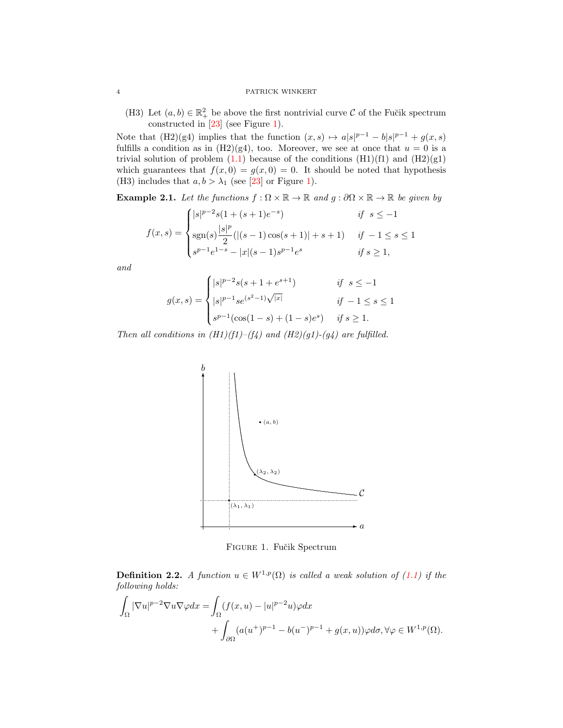(H3) Let $(a, b) \in \mathbb{R}_+^2$ be above the first nontrivial curve $\mathcal{C}$ of the Fučik spectrum constructed in [23] (see Figure 1).

Note that (H2)(g4) implies that the function $(x, s) \mapsto a|s|^{p-1} - b|s|^{p-1} + g(x, s)$ fulfills a condition as in (H2)(g4), too. Moreover, we see at once that $u = 0$ is a trivial solution of problem (1.1) because of the conditions (H1)(f1) and (H2)(g1) which guarantees that $f(x, 0) = g(x, 0) = 0$. It should be noted that hypothesis (H3) includes that $a, b > \lambda_1$ (see [23] or Figure 1).

**Example 2.1.** *Let the functions $f : \Omega \times \mathbb{R} \to \mathbb{R}$ and $g : \partial\Omega \times \mathbb{R} \to \mathbb{R}$ be given by*

$$f(x,s) = \begin{cases} |s|^{p-2}s(1+(s+1)e^{-s}) & \text{if } s \le -1 \\ \operatorname{sgn}(s)\dfrac{|s|^p}{2}(|(s-1)\cos(s+1)| + s + 1) & \text{if } -1 \le s \le 1 \\ s^{p-1}e^{1-s} - |x|(s-1)s^{p-1}e^s & \text{if } s \ge 1, \end{cases}$$

*and*

$$g(x,s) = \begin{cases} |s|^{p-2}s(s+1+e^{s+1}) & \text{if } s \le -1 \\ |s|^{p-1}se^{(s^2-1)\sqrt{|x|}} & \text{if } -1 \le s \le 1 \\ s^{p-1}(\cos(1-s) + (1-s)e^s) & \text{if } s \ge 1. \end{cases}$$

*Then all conditions in (H1)(f1)–(f4) and (H2)(g1)-(g4) are fulfilled.*

Figure 1. Fučik Spectrum

**Definition 2.2.** *A function $u \in W^{1,p}(\Omega)$ is called a weak solution of (1.1) if the following holds:*

$$\begin{aligned} \int_\Omega |\nabla u|^{p-2}\nabla u \nabla\varphi dx = &\int_\Omega (f(x,u) - |u|^{p-2}u)\varphi dx \\ &+ \int_{\partial\Omega} (a(u^+)^{p-1} - b(u^-)^{p-1} + g(x,u))\varphi d\sigma, \forall \varphi \in W^{1,p}(\Omega). \end{aligned}$$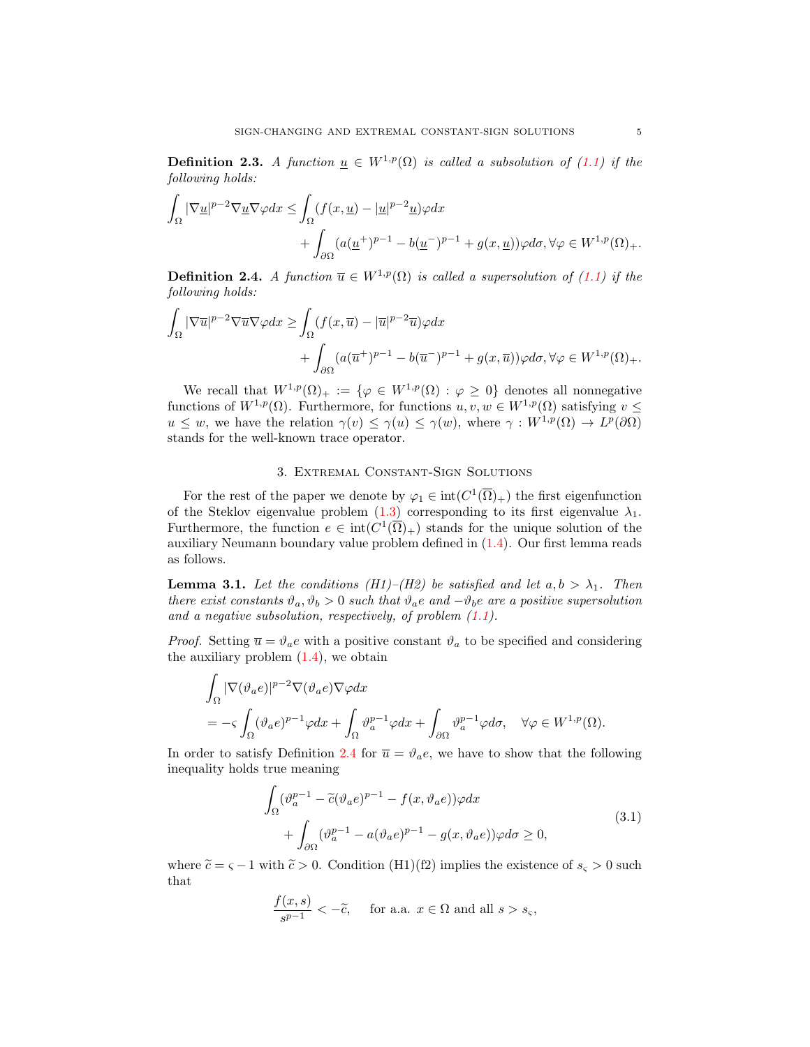**Definition 2.3.** *A function $\underline{u} \in W^{1,p}(\Omega)$ is called a subsolution of (1.1) if the following holds:*

$$
\begin{aligned}
\int_\Omega |\nabla \underline{u}|^{p-2} \nabla \underline{u} \nabla \varphi dx \leq & \int_\Omega (f(x,\underline{u}) - |\underline{u}|^{p-2}\underline{u})\varphi dx \\
& + \int_{\partial\Omega} (a(\underline{u}^+)^{p-1} - b(\underline{u}^-)^{p-1} + g(x,\underline{u}))\varphi d\sigma, \forall \varphi \in W^{1,p}(\Omega)_+.
\end{aligned}
$$

**Definition 2.4.** *A function $\overline{u} \in W^{1,p}(\Omega)$ is called a supersolution of (1.1) if the following holds:*

$$
\begin{aligned}
\int_\Omega |\nabla \overline{u}|^{p-2} \nabla \overline{u} \nabla \varphi dx \geq & \int_\Omega (f(x,\overline{u}) - |\overline{u}|^{p-2}\overline{u})\varphi dx \\
& + \int_{\partial\Omega} (a(\overline{u}^+)^{p-1} - b(\overline{u}^-)^{p-1} + g(x,\overline{u}))\varphi d\sigma, \forall \varphi \in W^{1,p}(\Omega)_+.
\end{aligned}
$$

We recall that $W^{1,p}(\Omega)_+ := \{\varphi \in W^{1,p}(\Omega) : \varphi \geq 0\}$ denotes all nonnegative functions of $W^{1,p}(\Omega)$. Furthermore, for functions $u, v, w \in W^{1,p}(\Omega)$ satisfying $v \leq u \leq w$, we have the relation $\gamma(v) \leq \gamma(u) \leq \gamma(w)$, where $\gamma : W^{1,p}(\Omega) \to L^p(\partial\Omega)$ stands for the well-known trace operator.

## 3. Extremal Constant-Sign Solutions

For the rest of the paper we denote by $\varphi_1 \in \operatorname{int}(C^1(\overline{\Omega})_+)$ the first eigenfunction of the Steklov eigenvalue problem (1.3) corresponding to its first eigenvalue $\lambda_1$. Furthermore, the function $e \in \operatorname{int}(C^1(\overline{\Omega})_+)$ stands for the unique solution of the auxiliary Neumann boundary value problem defined in (1.4). Our first lemma reads as follows.

**Lemma 3.1.** *Let the conditions (H1)–(H2) be satisfied and let $a, b > \lambda_1$. Then there exist constants $\vartheta_a, \vartheta_b > 0$ such that $\vartheta_a e$ and $-\vartheta_b e$ are a positive supersolution and a negative subsolution, respectively, of problem (1.1).*

*Proof.* Setting $\overline{u} = \vartheta_a e$ with a positive constant $\vartheta_a$ to be specified and considering the auxiliary problem (1.4), we obtain

$$
\begin{aligned}
& \int_\Omega |\nabla(\vartheta_a e)|^{p-2} \nabla(\vartheta_a e) \nabla \varphi dx \\
& = -\varsigma \int_\Omega (\vartheta_a e)^{p-1} \varphi dx + \int_\Omega \vartheta_a^{p-1} \varphi dx + \int_{\partial\Omega} \vartheta_a^{p-1} \varphi d\sigma, \quad \forall \varphi \in W^{1,p}(\Omega).
\end{aligned}
$$

In order to satisfy Definition 2.4 for $\overline{u} = \vartheta_a e$, we have to show that the following inequality holds true meaning

$$
\begin{aligned}
& \int_\Omega (\vartheta_a^{p-1} - \widetilde{c}(\vartheta_a e)^{p-1} - f(x, \vartheta_a e))\varphi dx \\
& \quad + \int_{\partial\Omega} (\vartheta_a^{p-1} - a(\vartheta_a e)^{p-1} - g(x, \vartheta_a e))\varphi d\sigma \geq 0,
\end{aligned}
\tag{3.1}
$$

where $\widetilde{c} = \varsigma - 1$ with $\widetilde{c} > 0$. Condition (H1)(f2) implies the existence of $s_\varsigma > 0$ such that

$$
\frac{f(x,s)}{s^{p-1}} < -\widetilde{c}, \quad \text{for a.a. } x \in \Omega \text{ and all } s > s_\varsigma,
$$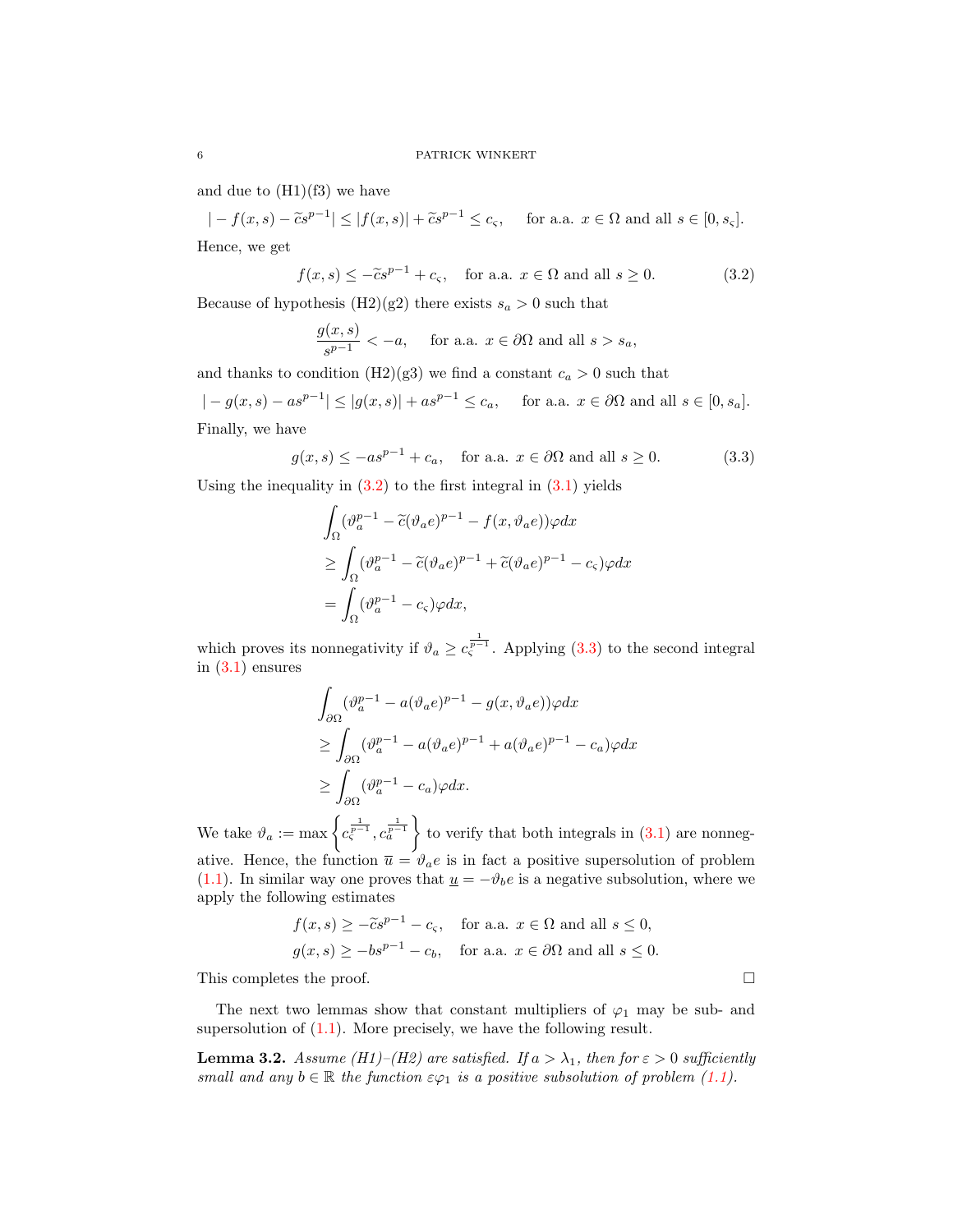and due to (H1)(f3) we have

$$|-f(x,s)-\widetilde{c}s^{p-1}| \le |f(x,s)| + \widetilde{c}s^{p-1} \le c_\varsigma, \quad \text{for a.a. } x \in \Omega \text{ and all } s \in [0, s_\varsigma].$$

Hence, we get

$$f(x,s) \le -\widetilde{c}s^{p-1} + c_\varsigma, \quad \text{for a.a. } x \in \Omega \text{ and all } s \ge 0. \tag{3.2}$$

Because of hypothesis (H2)(g2) there exists $s_a > 0$ such that

$$\frac{g(x,s)}{s^{p-1}} < -a, \quad \text{for a.a. } x \in \partial\Omega \text{ and all } s > s_a,$$

and thanks to condition (H2)(g3) we find a constant $c_a > 0$ such that

$$|-g(x,s) - as^{p-1}| \le |g(x,s)| + as^{p-1} \le c_a, \quad \text{for a.a. } x \in \partial\Omega \text{ and all } s \in [0, s_a].$$

Finally, we have

$$g(x,s) \le -as^{p-1} + c_a, \quad \text{for a.a. } x \in \partial\Omega \text{ and all } s \ge 0. \tag{3.3}$$

Using the inequality in (3.2) to the first integral in (3.1) yields

$$\begin{aligned}
&\int_\Omega (\vartheta_a^{p-1} - \widetilde{c}(\vartheta_a e)^{p-1} - f(x, \vartheta_a e))\varphi dx \\
&\ge \int_\Omega (\vartheta_a^{p-1} - \widetilde{c}(\vartheta_a e)^{p-1} + \widetilde{c}(\vartheta_a e)^{p-1} - c_\varsigma)\varphi dx \\
&= \int_\Omega (\vartheta_a^{p-1} - c_\varsigma)\varphi dx,
\end{aligned}$$

which proves its nonnegativity if $\vartheta_a \ge c_\varsigma^{\frac{1}{p-1}}$. Applying (3.3) to the second integral in (3.1) ensures

$$\begin{aligned}
&\int_{\partial\Omega} (\vartheta_a^{p-1} - a(\vartheta_a e)^{p-1} - g(x, \vartheta_a e))\varphi dx \\
&\ge \int_{\partial\Omega} (\vartheta_a^{p-1} - a(\vartheta_a e)^{p-1} + a(\vartheta_a e)^{p-1} - c_a)\varphi dx \\
&\ge \int_{\partial\Omega} (\vartheta_a^{p-1} - c_a)\varphi dx.
\end{aligned}$$

We take $\vartheta_a := \max\left\{c_\varsigma^{\frac{1}{p-1}}, c_a^{\frac{1}{p-1}}\right\}$ to verify that both integrals in (3.1) are nonnegative. Hence, the function $\overline{u} = \vartheta_a e$ is in fact a positive supersolution of problem (1.1). In similar way one proves that $\underline{u} = -\vartheta_b e$ is a negative subsolution, where we apply the following estimates

$$\begin{aligned}
f(x,s) &\ge -\widetilde{c}s^{p-1} - c_\varsigma, \quad \text{for a.a. } x \in \Omega \text{ and all } s \le 0, \\
g(x,s) &\ge -bs^{p-1} - c_b, \quad \text{for a.a. } x \in \partial\Omega \text{ and all } s \le 0.
\end{aligned}$$

This completes the proof. □

The next two lemmas show that constant multipliers of $\varphi_1$ may be sub- and supersolution of (1.1). More precisely, we have the following result.

**Lemma 3.2.** *Assume (H1)–(H2) are satisfied. If $a > \lambda_1$, then for $\varepsilon > 0$ sufficiently small and any $b \in \mathbb{R}$ the function $\varepsilon\varphi_1$ is a positive subsolution of problem (1.1).*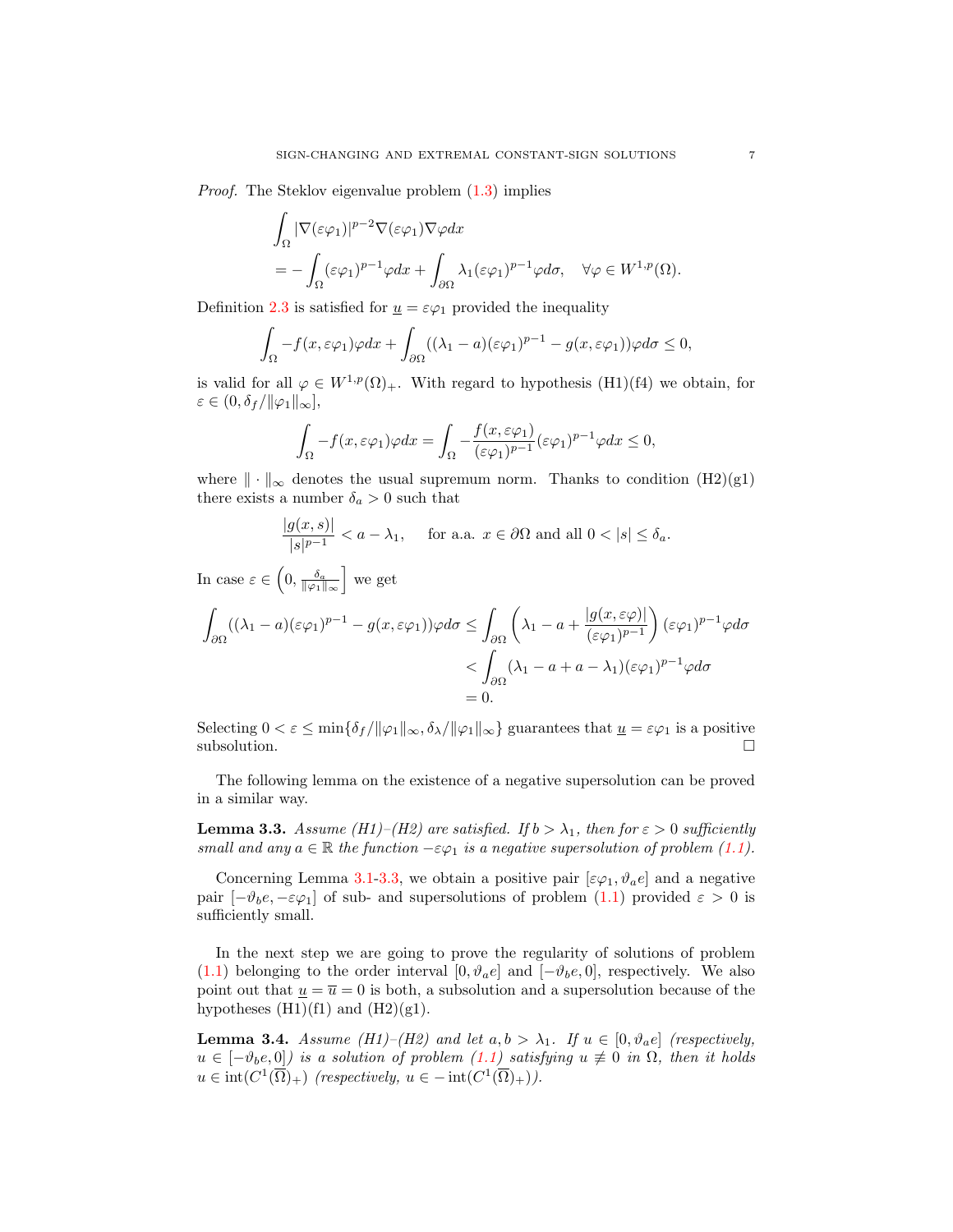*Proof.* The Steklov eigenvalue problem (1.3) implies

$$
\begin{aligned}
&\int_\Omega |\nabla(\varepsilon\varphi_1)|^{p-2}\nabla(\varepsilon\varphi_1)\nabla\varphi dx \\
&= -\int_\Omega (\varepsilon\varphi_1)^{p-1}\varphi dx + \int_{\partial\Omega} \lambda_1(\varepsilon\varphi_1)^{p-1}\varphi d\sigma, \quad \forall\varphi \in W^{1,p}(\Omega).
\end{aligned}
$$

Definition 2.3 is satisfied for $\underline{u} = \varepsilon\varphi_1$ provided the inequality

$$
\int_\Omega -f(x,\varepsilon\varphi_1)\varphi dx + \int_{\partial\Omega} ((\lambda_1 - a)(\varepsilon\varphi_1)^{p-1} - g(x,\varepsilon\varphi_1))\varphi d\sigma \le 0,
$$

is valid for all $\varphi \in W^{1,p}(\Omega)_+$. With regard to hypothesis (H1)(f4) we obtain, for $\varepsilon \in (0, \delta_f/\|\varphi_1\|_\infty]$,

$$
\int_\Omega -f(x,\varepsilon\varphi_1)\varphi dx = \int_\Omega -\frac{f(x,\varepsilon\varphi_1)}{(\varepsilon\varphi_1)^{p-1}}(\varepsilon\varphi_1)^{p-1}\varphi dx \le 0,
$$

where $\|\cdot\|_\infty$ denotes the usual supremum norm. Thanks to condition (H2)(g1) there exists a number $\delta_a > 0$ such that

$$
\frac{|g(x,s)|}{|s|^{p-1}} < a - \lambda_1, \qquad \text{for a.a. } x \in \partial\Omega \text{ and all } 0 < |s| \le \delta_a.
$$

In case $\varepsilon \in \left(0, \frac{\delta_a}{\|\varphi_1\|_\infty}\right]$ we get

$$
\begin{aligned}
\int_{\partial\Omega} ((\lambda_1 - a)(\varepsilon\varphi_1)^{p-1} - g(x,\varepsilon\varphi_1))\varphi d\sigma &\le \int_{\partial\Omega} \left(\lambda_1 - a + \frac{|g(x,\varepsilon\varphi)|}{(\varepsilon\varphi_1)^{p-1}}\right)(\varepsilon\varphi_1)^{p-1}\varphi d\sigma \\
&< \int_{\partial\Omega} (\lambda_1 - a + a - \lambda_1)(\varepsilon\varphi_1)^{p-1}\varphi d\sigma \\
&= 0.
\end{aligned}
$$

Selecting $0 < \varepsilon \le \min\{\delta_f/\|\varphi_1\|_\infty, \delta_\lambda/\|\varphi_1\|_\infty\}$ guarantees that $\underline{u} = \varepsilon\varphi_1$ is a positive subsolution. $\square$

The following lemma on the existence of a negative supersolution can be proved in a similar way.

**Lemma 3.3.** *Assume (H1)–(H2) are satisfied. If $b > \lambda_1$, then for $\varepsilon > 0$ sufficiently small and any $a \in \mathbb{R}$ the function $-\varepsilon\varphi_1$ is a negative supersolution of problem (1.1).*

Concerning Lemma 3.1-3.3, we obtain a positive pair $[\varepsilon\varphi_1, \vartheta_a e]$ and a negative pair $[-\vartheta_b e, -\varepsilon\varphi_1]$ of sub- and supersolutions of problem (1.1) provided $\varepsilon > 0$ is sufficiently small.

In the next step we are going to prove the regularity of solutions of problem (1.1) belonging to the order interval $[0, \vartheta_a e]$ and $[-\vartheta_b e, 0]$, respectively. We also point out that $\underline{u} = \overline{u} = 0$ is both, a subsolution and a supersolution because of the hypotheses (H1)(f1) and (H2)(g1).

**Lemma 3.4.** *Assume (H1)–(H2) and let $a, b > \lambda_1$. If $u \in [0, \vartheta_a e]$ (respectively, $u \in [-\vartheta_b e, 0]$) is a solution of problem (1.1) satisfying $u \not\equiv 0$ in $\Omega$, then it holds $u \in \operatorname{int}(C^1(\overline{\Omega})_+)$ (respectively, $u \in -\operatorname{int}(C^1(\overline{\Omega})_+)$).*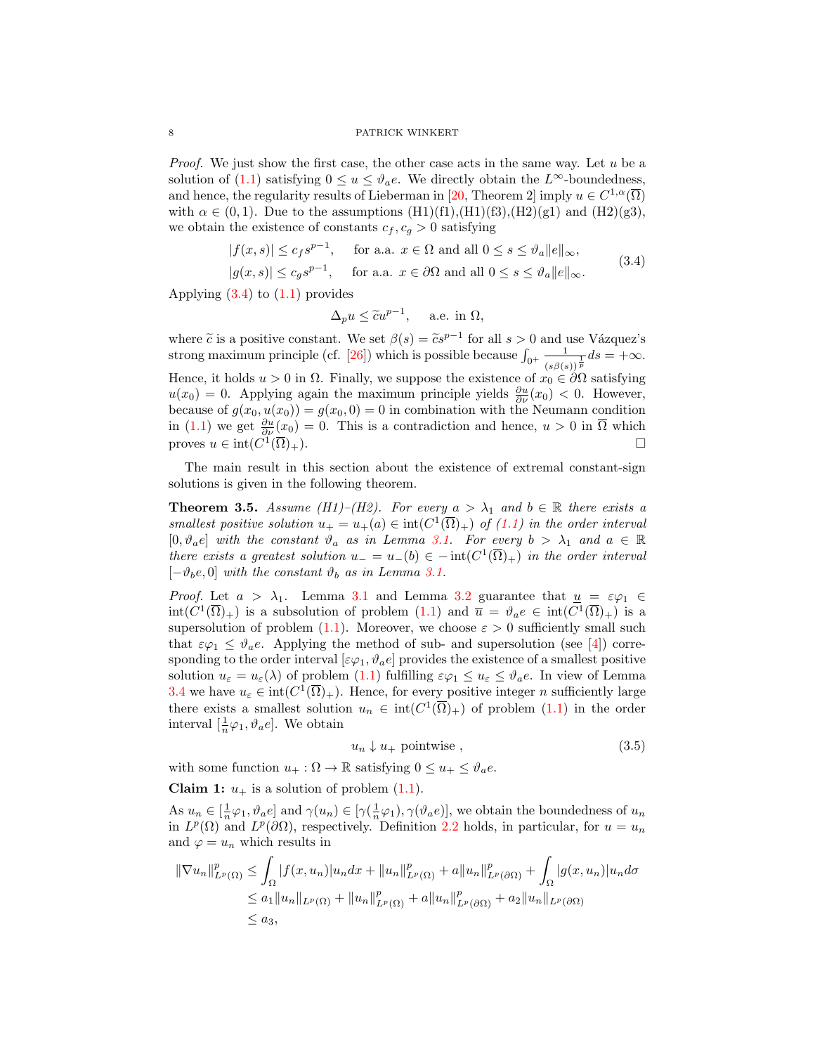*Proof.* We just show the first case, the other case acts in the same way. Let $u$ be a solution of (1.1) satisfying $0 \le u \le \vartheta_a e$. We directly obtain the $L^\infty$-boundedness, and hence, the regularity results of Lieberman in [20, Theorem 2] imply $u \in C^{1,\alpha}(\overline{\Omega})$ with $\alpha \in (0,1)$. Due to the assumptions (H1)(f1),(H1)(f3),(H2)(g1) and (H2)(g3), we obtain the existence of constants $c_f, c_g > 0$ satisfying

$$
\begin{aligned}
|f(x,s)| &\le c_f s^{p-1}, \quad \text{ for a.a. } x \in \Omega \text{ and all } 0 \le s \le \vartheta_a \|e\|_\infty, \\
|g(x,s)| &\le c_g s^{p-1}, \quad \text{ for a.a. } x \in \partial\Omega \text{ and all } 0 \le s \le \vartheta_a \|e\|_\infty.
\end{aligned}
\tag{3.4}
$$

Applying (3.4) to (1.1) provides

$$
\Delta_p u \le \widetilde{c} u^{p-1}, \quad \text{ a.e. in } \Omega,
$$

where $\widetilde{c}$ is a positive constant. We set $\beta(s) = \widetilde{c} s^{p-1}$ for all $s > 0$ and use Vázquez's strong maximum principle (cf. [26]) which is possible because $\int_{0^+} \frac{1}{(s\beta(s))^{\frac{1}{p}}} ds = +\infty$. Hence, it holds $u > 0$ in $\Omega$. Finally, we suppose the existence of $x_0 \in \partial\Omega$ satisfying $u(x_0) = 0$. Applying again the maximum principle yields $\frac{\partial u}{\partial \nu}(x_0) < 0$. However, because of $g(x_0, u(x_0)) = g(x_0, 0) = 0$ in combination with the Neumann condition in (1.1) we get $\frac{\partial u}{\partial \nu}(x_0) = 0$. This is a contradiction and hence, $u > 0$ in $\overline{\Omega}$ which proves $u \in \operatorname{int}(C^1(\overline{\Omega})_+)$. $\square$

The main result in this section about the existence of extremal constant-sign solutions is given in the following theorem.

**Theorem 3.5.** *Assume (H1)–(H2). For every $a > \lambda_1$ and $b \in \mathbb{R}$ there exists a smallest positive solution $u_+ = u_+(a) \in \operatorname{int}(C^1(\overline{\Omega})_+)$ of (1.1) in the order interval $[0, \vartheta_a e]$ with the constant $\vartheta_a$ as in Lemma 3.1. For every $b > \lambda_1$ and $a \in \mathbb{R}$ there exists a greatest solution $u_- = u_-(b) \in -\operatorname{int}(C^1(\overline{\Omega})_+)$ in the order interval $[-\vartheta_b e, 0]$ with the constant $\vartheta_b$ as in Lemma 3.1.*

*Proof.* Let $a > \lambda_1$. Lemma 3.1 and Lemma 3.2 guarantee that $\underline{u} = \varepsilon\varphi_1 \in \operatorname{int}(C^1(\overline{\Omega})_+)$ is a subsolution of problem (1.1) and $\overline{u} = \vartheta_a e \in \operatorname{int}(C^1(\overline{\Omega})_+)$ is a supersolution of problem (1.1). Moreover, we choose $\varepsilon > 0$ sufficiently small such that $\varepsilon\varphi_1 \le \vartheta_a e$. Applying the method of sub- and supersolution (see [4]) corresponding to the order interval $[\varepsilon\varphi_1, \vartheta_a e]$ provides the existence of a smallest positive solution $u_\varepsilon = u_\varepsilon(\lambda)$ of problem (1.1) fulfilling $\varepsilon\varphi_1 \le u_\varepsilon \le \vartheta_a e$. In view of Lemma 3.4 we have $u_\varepsilon \in \operatorname{int}(C^1(\overline{\Omega})_+)$. Hence, for every positive integer $n$ sufficiently large there exists a smallest solution $u_n \in \operatorname{int}(C^1(\overline{\Omega})_+)$ of problem (1.1) in the order interval $[\frac{1}{n}\varphi_1, \vartheta_a e]$. We obtain

$$
u_n \downarrow u_+ \text{ pointwise }, \tag{3.5}
$$

with some function $u_+ : \Omega \to \mathbb{R}$ satisfying $0 \le u_+ \le \vartheta_a e$.

**Claim 1:** $u_+$ is a solution of problem (1.1).

As $u_n \in [\frac{1}{n}\varphi_1, \vartheta_a e]$ and $\gamma(u_n) \in [\gamma(\frac{1}{n}\varphi_1), \gamma(\vartheta_a e)]$, we obtain the boundedness of $u_n$ in $L^p(\Omega)$ and $L^p(\partial\Omega)$, respectively. Definition 2.2 holds, in particular, for $u = u_n$ and $\varphi = u_n$ which results in

$$
\begin{aligned}
\|\nabla u_n\|^p_{L^p(\Omega)} &\le \int_\Omega |f(x,u_n)| u_n dx + \|u_n\|^p_{L^p(\Omega)} + a\|u_n\|^p_{L^p(\partial\Omega)} + \int_\Omega |g(x,u_n)| u_n d\sigma \\
&\le a_1 \|u_n\|_{L^p(\Omega)} + \|u_n\|^p_{L^p(\Omega)} + a\|u_n\|^p_{L^p(\partial\Omega)} + a_2 \|u_n\|_{L^p(\partial\Omega)} \\
&\le a_3,
\end{aligned}
$$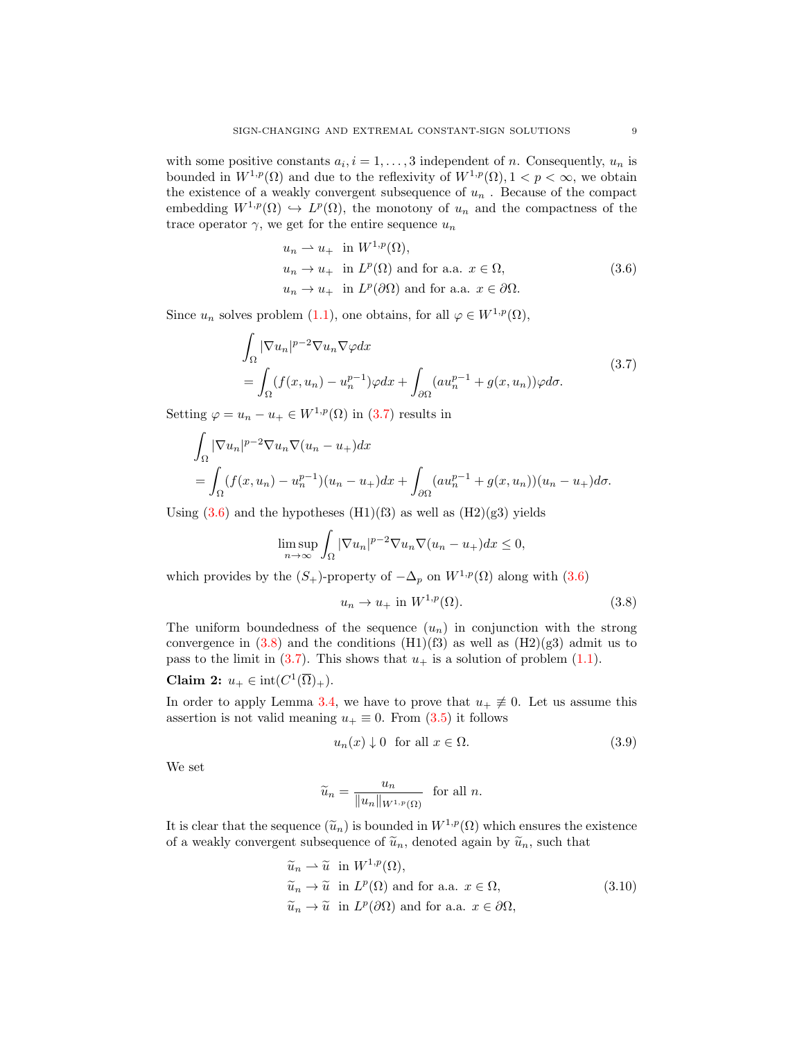with some positive constants $a_i, i = 1, \dots, 3$ independent of $n$. Consequently, $u_n$ is bounded in $W^{1,p}(\Omega)$ and due to the reflexivity of $W^{1,p}(\Omega), 1 < p < \infty$, we obtain the existence of a weakly convergent subsequence of $u_n$ . Because of the compact embedding $W^{1,p}(\Omega) \hookrightarrow L^p(\Omega)$, the monotony of $u_n$ and the compactness of the trace operator $\gamma$, we get for the entire sequence $u_n$

$$
\begin{aligned}
&u_n \rightharpoonup u_+ \ \text{ in } W^{1,p}(\Omega), \\
&u_n \to u_+ \ \text{ in } L^p(\Omega) \text{ and for a.a. } x \in \Omega, \\
&u_n \to u_+ \ \text{ in } L^p(\partial\Omega) \text{ and for a.a. } x \in \partial\Omega.
\end{aligned}
\tag{3.6}
$$

Since $u_n$ solves problem (1.1), one obtains, for all $\varphi \in W^{1,p}(\Omega)$,

$$
\begin{aligned}
&\int_\Omega |\nabla u_n|^{p-2} \nabla u_n \nabla \varphi dx \\
&= \int_\Omega (f(x, u_n) - u_n^{p-1}) \varphi dx + \int_{\partial\Omega} (a u_n^{p-1} + g(x, u_n)) \varphi d\sigma.
\end{aligned}
\tag{3.7}
$$

Setting $\varphi = u_n - u_+ \in W^{1,p}(\Omega)$ in (3.7) results in

$$
\begin{aligned}
&\int_\Omega |\nabla u_n|^{p-2} \nabla u_n \nabla (u_n - u_+) dx \\
&= \int_\Omega (f(x, u_n) - u_n^{p-1})(u_n - u_+) dx + \int_{\partial\Omega} (a u_n^{p-1} + g(x, u_n))(u_n - u_+) d\sigma.
\end{aligned}
$$

Using (3.6) and the hypotheses (H1)(f3) as well as (H2)(g3) yields

$$
\limsup_{n \to \infty} \int_\Omega |\nabla u_n|^{p-2} \nabla u_n \nabla (u_n - u_+) dx \le 0,
$$

which provides by the $(S_+)$-property of $-\Delta_p$ on $W^{1,p}(\Omega)$ along with (3.6)

$$
u_n \to u_+ \text{ in } W^{1,p}(\Omega). \tag{3.8}
$$

The uniform boundedness of the sequence $(u_n)$ in conjunction with the strong convergence in (3.8) and the conditions (H1)(f3) as well as (H2)(g3) admit us to pass to the limit in (3.7). This shows that $u_+$ is a solution of problem (1.1).

**Claim 2:** $u_+ \in \operatorname{int}(C^1(\overline{\Omega})_+)$.

In order to apply Lemma 3.4, we have to prove that $u_+ \not\equiv 0$. Let us assume this assertion is not valid meaning $u_+ \equiv 0$. From (3.5) it follows

$$
u_n(x) \downarrow 0 \ \text{ for all } x \in \Omega. \tag{3.9}
$$

We set

$$
\widetilde{u}_n = \frac{u_n}{\|u_n\|_{W^{1,p}(\Omega)}} \ \text{ for all } n.
$$

It is clear that the sequence $(\widetilde{u}_n)$ is bounded in $W^{1,p}(\Omega)$ which ensures the existence of a weakly convergent subsequence of $\widetilde{u}_n$, denoted again by $\widetilde{u}_n$, such that

$$
\begin{aligned}
&\widetilde{u}_n \rightharpoonup \widetilde{u} \ \text{ in } W^{1,p}(\Omega), \\
&\widetilde{u}_n \to \widetilde{u} \ \text{ in } L^p(\Omega) \text{ and for a.a. } x \in \Omega, \\
&\widetilde{u}_n \to \widetilde{u} \ \text{ in } L^p(\partial\Omega) \text{ and for a.a. } x \in \partial\Omega,
\end{aligned}
\tag{3.10}
$$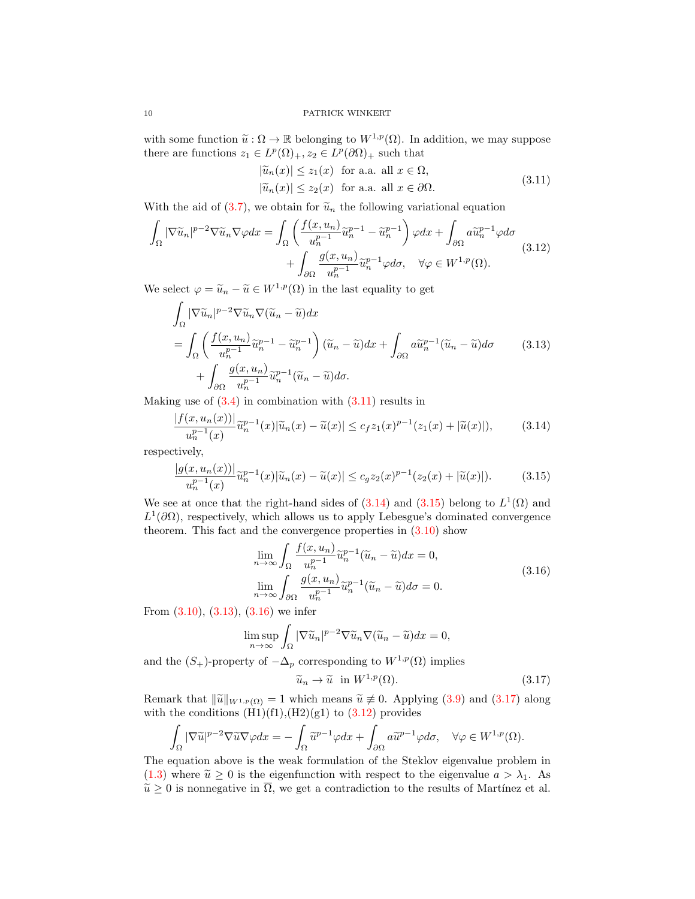with some function $\widetilde{u} : \Omega \to \mathbb{R}$ belonging to $W^{1,p}(\Omega)$. In addition, we may suppose there are functions $z_1 \in L^p(\Omega)_+$, $z_2 \in L^p(\partial\Omega)_+$ such that

$$
\begin{aligned}
|\widetilde{u}_n(x)| &\leq z_1(x) \quad \text{for a.a. all } x \in \Omega, \\
|\widetilde{u}_n(x)| &\leq z_2(x) \quad \text{for a.a. all } x \in \partial\Omega.
\end{aligned}
\tag{3.11}
$$

With the aid of (3.7), we obtain for $\widetilde{u}_n$ the following variational equation

$$
\begin{aligned}
\int_\Omega |\nabla \widetilde{u}_n|^{p-2} \nabla \widetilde{u}_n \nabla \varphi dx = \int_\Omega \left( \frac{f(x,u_n)}{u_n^{p-1}} \widetilde{u}_n^{p-1} - \widetilde{u}_n^{p-1} \right) \varphi dx + \int_{\partial\Omega} a \widetilde{u}_n^{p-1} \varphi d\sigma \\
+ \int_{\partial\Omega} \frac{g(x,u_n)}{u_n^{p-1}} \widetilde{u}_n^{p-1} \varphi d\sigma, \quad \forall \varphi \in W^{1,p}(\Omega).
\end{aligned}
\tag{3.12}
$$

We select $\varphi = \widetilde{u}_n - \widetilde{u} \in W^{1,p}(\Omega)$ in the last equality to get

$$
\begin{aligned}
&\int_\Omega |\nabla \widetilde{u}_n|^{p-2} \nabla \widetilde{u}_n \nabla (\widetilde{u}_n - \widetilde{u}) dx \\
&= \int_\Omega \left( \frac{f(x,u_n)}{u_n^{p-1}} \widetilde{u}_n^{p-1} - \widetilde{u}_n^{p-1} \right) (\widetilde{u}_n - \widetilde{u}) dx + \int_{\partial\Omega} a \widetilde{u}_n^{p-1} (\widetilde{u}_n - \widetilde{u}) d\sigma \\
&\quad + \int_{\partial\Omega} \frac{g(x,u_n)}{u_n^{p-1}} \widetilde{u}_n^{p-1} (\widetilde{u}_n - \widetilde{u}) d\sigma.
\end{aligned}
\tag{3.13}
$$

Making use of (3.4) in combination with (3.11) results in

$$
\frac{|f(x,u_n(x))|}{u_n^{p-1}(x)} \widetilde{u}_n^{p-1}(x) |\widetilde{u}_n(x) - \widetilde{u}(x)| \leq c_f z_1(x)^{p-1} (z_1(x) + |\widetilde{u}(x)|),
\tag{3.14}
$$

respectively,

$$
\frac{|g(x,u_n(x))|}{u_n^{p-1}(x)} \widetilde{u}_n^{p-1}(x) |\widetilde{u}_n(x) - \widetilde{u}(x)| \leq c_g z_2(x)^{p-1} (z_2(x) + |\widetilde{u}(x)|).
\tag{3.15}
$$

We see at once that the right-hand sides of (3.14) and (3.15) belong to $L^1(\Omega)$ and $L^1(\partial\Omega)$, respectively, which allows us to apply Lebesgue's dominated convergence theorem. This fact and the convergence properties in (3.10) show

$$
\begin{aligned}
\lim_{n\to\infty} \int_\Omega \frac{f(x,u_n)}{u_n^{p-1}} \widetilde{u}_n^{p-1} (\widetilde{u}_n - \widetilde{u}) dx = 0, \\
\lim_{n\to\infty} \int_{\partial\Omega} \frac{g(x,u_n)}{u_n^{p-1}} \widetilde{u}_n^{p-1} (\widetilde{u}_n - \widetilde{u}) d\sigma = 0.
\end{aligned}
\tag{3.16}
$$

From (3.10), (3.13), (3.16) we infer

$$
\limsup_{n\to\infty} \int_\Omega |\nabla \widetilde{u}_n|^{p-2} \nabla \widetilde{u}_n \nabla (\widetilde{u}_n - \widetilde{u}) dx = 0,
$$

and the $(S_+)$-property of $-\Delta_p$ corresponding to $W^{1,p}(\Omega)$ implies

$$
\widetilde{u}_n \to \widetilde{u} \quad \text{in } W^{1,p}(\Omega).
\tag{3.17}
$$

Remark that $\|\widetilde{u}\|_{W^{1,p}(\Omega)} = 1$ which means $\widetilde{u} \not\equiv 0$. Applying (3.9) and (3.17) along with the conditions (H1)(f1),(H2)(g1) to (3.12) provides

$$
\int_\Omega |\nabla \widetilde{u}|^{p-2} \nabla \widetilde{u} \nabla \varphi dx = - \int_\Omega \widetilde{u}^{p-1} \varphi dx + \int_{\partial\Omega} a \widetilde{u}^{p-1} \varphi d\sigma, \quad \forall \varphi \in W^{1,p}(\Omega).
$$

The equation above is the weak formulation of the Steklov eigenvalue problem in (1.3) where $\widetilde{u} \geq 0$ is the eigenfunction with respect to the eigenvalue $a > \lambda_1$. As $\widetilde{u} \geq 0$ is nonnegative in $\overline{\Omega}$, we get a contradiction to the results of Martínez et al.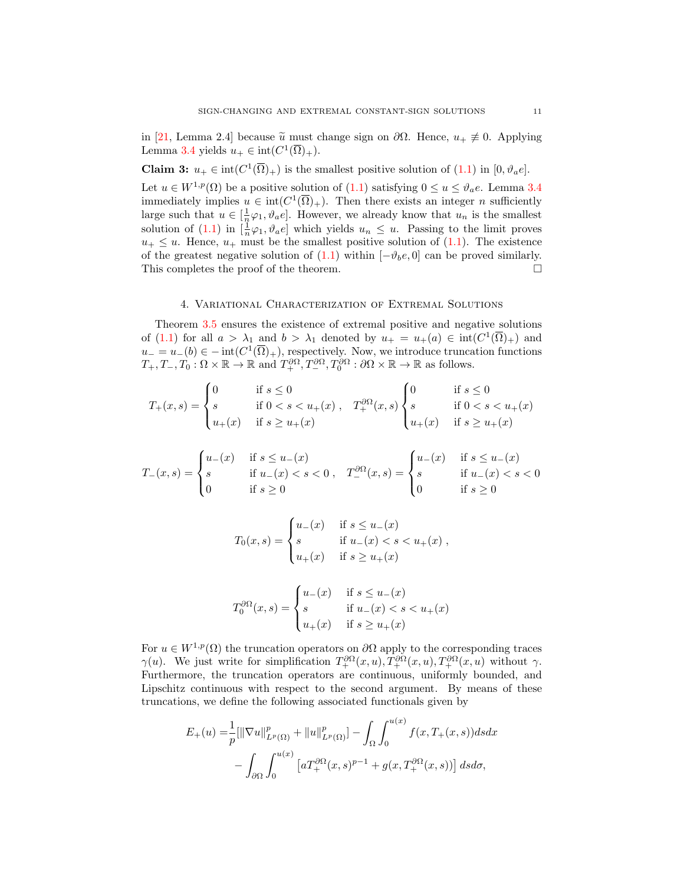in [21, Lemma 2.4] because $\widetilde{u}$ must change sign on $\partial\Omega$. Hence, $u_+ \not\equiv 0$. Applying Lemma 3.4 yields $u_+ \in \operatorname{int}(C^1(\overline{\Omega})_+)$.

**Claim 3:** $u_+ \in \operatorname{int}(C^1(\overline{\Omega})_+)$ is the smallest positive solution of (1.1) in $[0, \vartheta_a e]$.

Let $u \in W^{1,p}(\Omega)$ be a positive solution of (1.1) satisfying $0 \leq u \leq \vartheta_a e$. Lemma 3.4 immediately implies $u \in \operatorname{int}(C^1(\overline{\Omega})_+)$. Then there exists an integer $n$ sufficiently large such that $u \in [\frac{1}{n}\varphi_1, \vartheta_a e]$. However, we already know that $u_n$ is the smallest solution of (1.1) in $[\frac{1}{n}\varphi_1, \vartheta_a e]$ which yields $u_n \leq u$. Passing to the limit proves $u_+ \leq u$. Hence, $u_+$ must be the smallest positive solution of (1.1). The existence of the greatest negative solution of (1.1) within $[-\vartheta_b e, 0]$ can be proved similarly. This completes the proof of the theorem. $\square$

## 4. Variational Characterization of Extremal Solutions

Theorem 3.5 ensures the existence of extremal positive and negative solutions of (1.1) for all $a > \lambda_1$ and $b > \lambda_1$ denoted by $u_+ = u_+(a) \in \operatorname{int}(C^1(\overline{\Omega})_+)$ and $u_- = u_-(b) \in -\operatorname{int}(C^1(\overline{\Omega})_+)$, respectively. Now, we introduce truncation functions $T_+, T_-, T_0 : \Omega \times \mathbb{R} \to \mathbb{R}$ and $T_+^{\partial\Omega}, T_-^{\partial\Omega}, T_0^{\partial\Omega} : \partial\Omega \times \mathbb{R} \to \mathbb{R}$ as follows.

$$
T_+(x,s) = \begin{cases} 0 & \text{if } s \leq 0 \\ s & \text{if } 0 < s < u_+(x) \\ u_+(x) & \text{if } s \geq u_+(x) \end{cases}, \quad T_+^{\partial\Omega}(x,s) \begin{cases} 0 & \text{if } s \leq 0 \\ s & \text{if } 0 < s < u_+(x) \\ u_+(x) & \text{if } s \geq u_+(x) \end{cases}
$$

$$
T_-(x,s) = \begin{cases} u_-(x) & \text{if } s \leq u_-(x) \\ s & \text{if } u_-(x) < s < 0 \\ 0 & \text{if } s \geq 0 \end{cases}, \quad T_-^{\partial\Omega}(x,s) = \begin{cases} u_-(x) & \text{if } s \leq u_-(x) \\ s & \text{if } u_-(x) < s < 0 \\ 0 & \text{if } s \geq 0 \end{cases}
$$

$$
T_0(x,s) = \begin{cases} u_-(x) & \text{if } s \leq u_-(x) \\ s & \text{if } u_-(x) < s < u_+(x) \\ u_+(x) & \text{if } s \geq u_+(x) \end{cases},
$$

$$
T_0^{\partial\Omega}(x,s) = \begin{cases} u_-(x) & \text{if } s \leq u_-(x) \\ s & \text{if } u_-(x) < s < u_+(x) \\ u_+(x) & \text{if } s \geq u_+(x) \end{cases}
$$

For $u \in W^{1,p}(\Omega)$ the truncation operators on $\partial\Omega$ apply to the corresponding traces $\gamma(u)$. We just write for simplification $T_+^{\partial\Omega}(x,u), T_+^{\partial\Omega}(x,u), T_+^{\partial\Omega}(x,u)$ without $\gamma$. Furthermore, the truncation operators are continuous, uniformly bounded, and Lipschitz continuous with respect to the second argument. By means of these truncations, we define the following associated functionals given by

$$
\begin{aligned}
E_+(u) =& \frac{1}{p}[\|\nabla u\|_{L^p(\Omega)}^p + \|u\|_{L^p(\Omega)}^p] - \int_\Omega \int_0^{u(x)} f(x, T_+(x,s)) ds dx \\
&- \int_{\partial\Omega} \int_0^{u(x)} \left[ a T_+^{\partial\Omega}(x,s)^{p-1} + g(x, T_+^{\partial\Omega}(x,s)) \right] ds d\sigma,
\end{aligned}
$$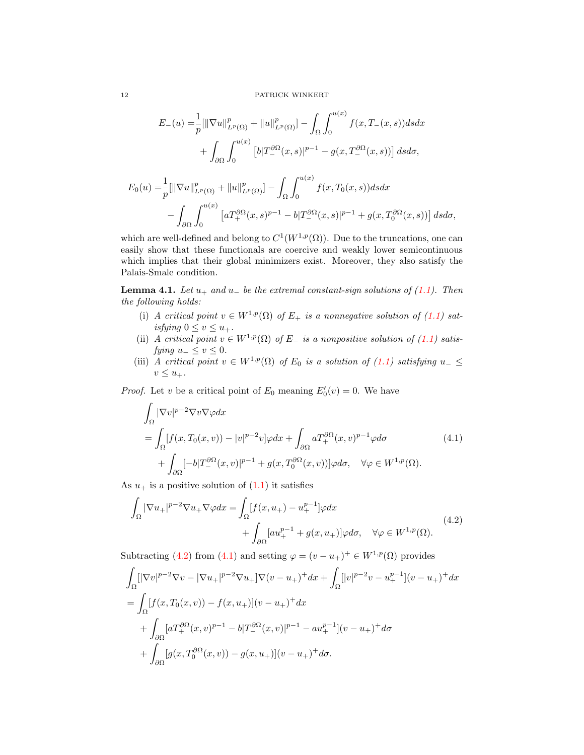$$
\begin{aligned}
E_-(u) =& \frac{1}{p}[\|\nabla u\|^p_{L^p(\Omega)} + \|u\|^p_{L^p(\Omega)}] - \int_\Omega \int_0^{u(x)} f(x, T_-(x,s)) ds dx \\
&+ \int_{\partial\Omega} \int_0^{u(x)} \left[ b|T_-^{\partial\Omega}(x,s)|^{p-1} - g(x, T_-^{\partial\Omega}(x,s)) \right] ds d\sigma,
\end{aligned}
$$

$$
\begin{aligned}
E_0(u) =& \frac{1}{p}[\|\nabla u\|^p_{L^p(\Omega)} + \|u\|^p_{L^p(\Omega)}] - \int_\Omega \int_0^{u(x)} f(x, T_0(x,s)) ds dx \\
&- \int_{\partial\Omega} \int_0^{u(x)} \left[ a T_+^{\partial\Omega}(x,s)^{p-1} - b|T_-^{\partial\Omega}(x,s)|^{p-1} + g(x, T_0^{\partial\Omega}(x,s)) \right] ds d\sigma,
\end{aligned}
$$

which are well-defined and belong to $C^1(W^{1,p}(\Omega))$. Due to the truncations, one can easily show that these functionals are coercive and weakly lower semicontinuous which implies that their global minimizers exist. Moreover, they also satisfy the Palais-Smale condition.

**Lemma 4.1.** *Let $u_+$ and $u_-$ be the extremal constant-sign solutions of (1.1). Then the following holds:*

(i) *A critical point $v \in W^{1,p}(\Omega)$ of $E_+$ is a nonnegative solution of (1.1) satisfying $0 \le v \le u_+$.*

(ii) *A critical point $v \in W^{1,p}(\Omega)$ of $E_-$ is a nonpositive solution of (1.1) satisfying $u_- \le v \le 0$.*

(iii) *A critical point $v \in W^{1,p}(\Omega)$ of $E_0$ is a solution of (1.1) satisfying $u_- \le v \le u_+$.*

*Proof.* Let $v$ be a critical point of $E_0$ meaning $E_0'(v) = 0$. We have

$$
\begin{aligned}
&\int_\Omega |\nabla v|^{p-2} \nabla v \nabla \varphi dx \\
&= \int_\Omega [f(x, T_0(x,v)) - |v|^{p-2}v] \varphi dx + \int_{\partial\Omega} a T_+^{\partial\Omega}(x,v)^{p-1} \varphi d\sigma \\
&\quad + \int_{\partial\Omega} [-b|T_-^{\partial\Omega}(x,v)|^{p-1} + g(x, T_0^{\partial\Omega}(x,v))] \varphi d\sigma, \quad \forall \varphi \in W^{1,p}(\Omega).
\end{aligned}
\tag{4.1}
$$

As $u_+$ is a positive solution of (1.1) it satisfies

$$
\begin{aligned}
\int_\Omega |\nabla u_+|^{p-2} \nabla u_+ \nabla \varphi dx = &\int_\Omega [f(x,u_+) - u_+^{p-1}] \varphi dx \\
&+ \int_{\partial\Omega} [a u_+^{p-1} + g(x,u_+)] \varphi d\sigma, \quad \forall \varphi \in W^{1,p}(\Omega).
\end{aligned}
\tag{4.2}
$$

Subtracting (4.2) from (4.1) and setting $\varphi = (v - u_+)^+ \in W^{1,p}(\Omega)$ provides

$$
\begin{aligned}
&\int_\Omega [|\nabla v|^{p-2} \nabla v - |\nabla u_+|^{p-2} \nabla u_+] \nabla (v - u_+)^+ dx + \int_\Omega [|v|^{p-2}v - u_+^{p-1}](v - u_+)^+ dx \\
&= \int_\Omega [f(x, T_0(x,v)) - f(x,u_+)](v - u_+)^+ dx \\
&\quad + \int_{\partial\Omega} [a T_+^{\partial\Omega}(x,v)^{p-1} - b|T_-^{\partial\Omega}(x,v)|^{p-1} - a u_+^{p-1}](v - u_+)^+ d\sigma \\
&\quad + \int_{\partial\Omega} [g(x, T_0^{\partial\Omega}(x,v)) - g(x,u_+)](v - u_+)^+ d\sigma.
\end{aligned}
$$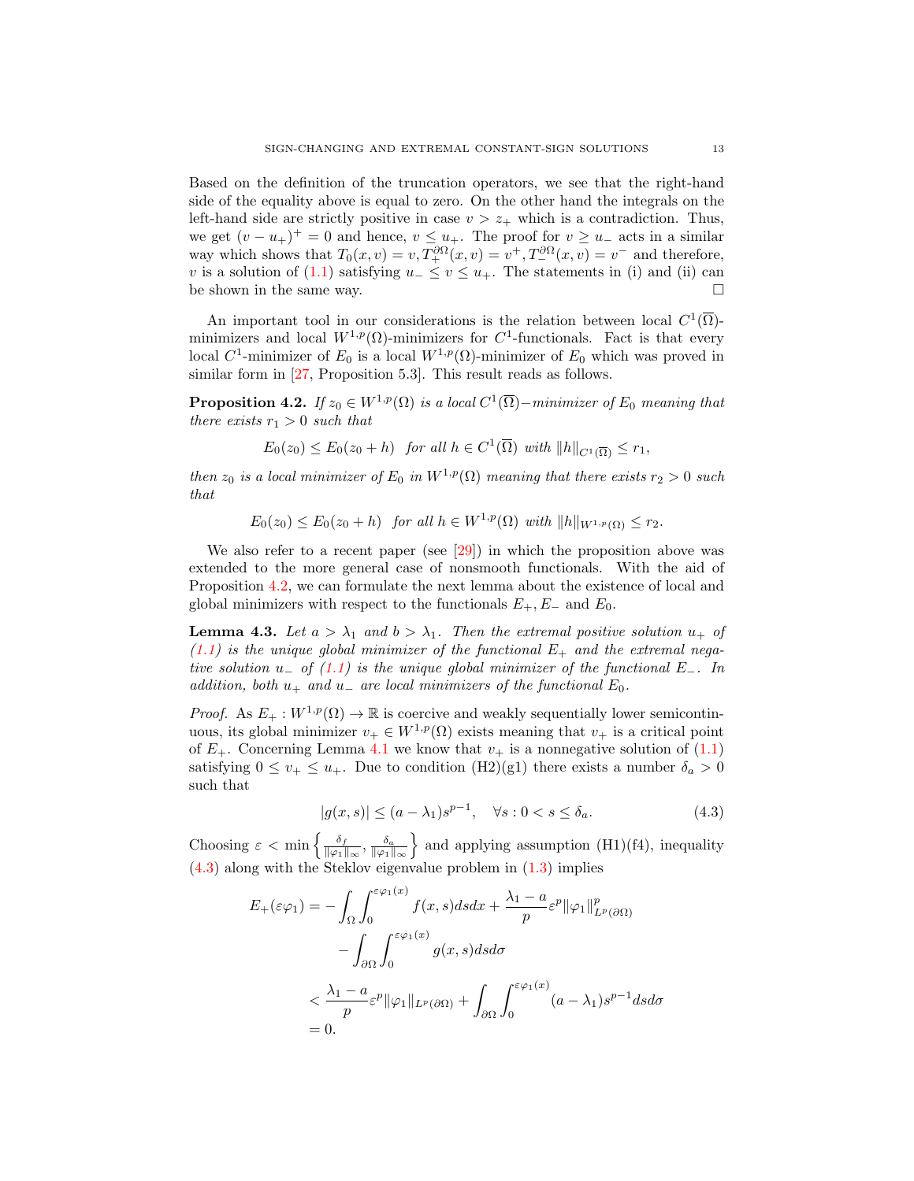Based on the definition of the truncation operators, we see that the right-hand side of the equality above is equal to zero. On the other hand the integrals on the left-hand side are strictly positive in case $v > z_+$ which is a contradiction. Thus, we get $(v - u_+)^+ = 0$ and hence, $v \le u_+$. The proof for $v \ge u_-$ acts in a similar way which shows that $T_0(x,v) = v, T_+^{\partial\Omega}(x,v) = v^+, T_-^{\partial\Omega}(x,v) = v^-$ and therefore, $v$ is a solution of (1.1) satisfying $u_- \le v \le u_+$. The statements in (i) and (ii) can be shown in the same way. □

An important tool in our considerations is the relation between local $C^1(\overline{\Omega})$-minimizers and local $W^{1,p}(\Omega)$-minimizers for $C^1$-functionals. Fact is that every local $C^1$-minimizer of $E_0$ is a local $W^{1,p}(\Omega)$-minimizer of $E_0$ which was proved in similar form in [27, Proposition 5.3]. This result reads as follows.

**Proposition 4.2.** *If $z_0 \in W^{1,p}(\Omega)$ is a local $C^1(\overline{\Omega})-$minimizer of $E_0$ meaning that there exists $r_1 > 0$ such that*

$$E_0(z_0) \le E_0(z_0 + h) \quad \text{for all } h \in C^1(\overline{\Omega}) \text{ with } \|h\|_{C^1(\overline{\Omega})} \le r_1,$$

*then $z_0$ is a local minimizer of $E_0$ in $W^{1,p}(\Omega)$ meaning that there exists $r_2 > 0$ such that*

$$E_0(z_0) \le E_0(z_0 + h) \quad \text{for all } h \in W^{1,p}(\Omega) \text{ with } \|h\|_{W^{1,p}(\Omega)} \le r_2.$$

We also refer to a recent paper (see [29]) in which the proposition above was extended to the more general case of nonsmooth functionals. With the aid of Proposition 4.2, we can formulate the next lemma about the existence of local and global minimizers with respect to the functionals $E_+$, $E_-$ and $E_0$.

**Lemma 4.3.** *Let $a > \lambda_1$ and $b > \lambda_1$. Then the extremal positive solution $u_+$ of (1.1) is the unique global minimizer of the functional $E_+$ and the extremal negative solution $u_-$ of (1.1) is the unique global minimizer of the functional $E_-$. In addition, both $u_+$ and $u_-$ are local minimizers of the functional $E_0$.*

*Proof.* As $E_+ : W^{1,p}(\Omega) \to \mathbb{R}$ is coercive and weakly sequentially lower semicontinuous, its global minimizer $v_+ \in W^{1,p}(\Omega)$ exists meaning that $v_+$ is a critical point of $E_+$. Concerning Lemma 4.1 we know that $v_+$ is a nonnegative solution of (1.1) satisfying $0 \le v_+ \le u_+$. Due to condition (H2)(g1) there exists a number $\delta_a > 0$ such that

$$|g(x,s)| \le (a - \lambda_1)s^{p-1}, \quad \forall s : 0 < s \le \delta_a. \tag{4.3}$$

Choosing $\varepsilon < \min\left\{\frac{\delta_f}{\|\varphi_1\|_\infty}, \frac{\delta_a}{\|\varphi_1\|_\infty}\right\}$ and applying assumption (H1)(f4), inequality (4.3) along with the Steklov eigenvalue problem in (1.3) implies

$$\begin{aligned}
E_+(\varepsilon\varphi_1) &= -\int_\Omega \int_0^{\varepsilon\varphi_1(x)} f(x,s)dsdx + \frac{\lambda_1 - a}{p}\varepsilon^p \|\varphi_1\|^p_{L^p(\partial\Omega)} \\
&\quad - \int_{\partial\Omega} \int_0^{\varepsilon\varphi_1(x)} g(x,s)dsd\sigma \\
&< \frac{\lambda_1 - a}{p}\varepsilon^p \|\varphi_1\|_{L^p(\partial\Omega)} + \int_{\partial\Omega} \int_0^{\varepsilon\varphi_1(x)} (a - \lambda_1)s^{p-1}dsd\sigma \\
&= 0.
\end{aligned}$$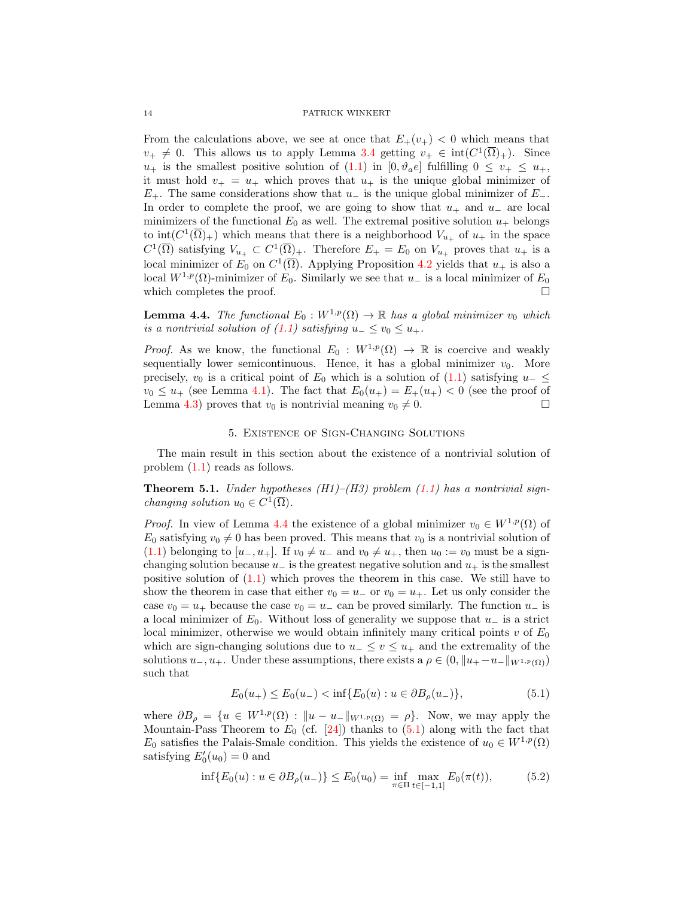From the calculations above, we see at once that $E_+(v_+) < 0$ which means that $v_+ \neq 0$. This allows us to apply Lemma 3.4 getting $v_+ \in \operatorname{int}(C^1(\overline{\Omega})_+)$. Since $u_+$ is the smallest positive solution of (1.1) in $[0, \vartheta_a e]$ fulfilling $0 \leq v_+ \leq u_+$, it must hold $v_+ = u_+$ which proves that $u_+$ is the unique global minimizer of $E_+$. The same considerations show that $u_-$ is the unique global minimizer of $E_-$. In order to complete the proof, we are going to show that $u_+$ and $u_-$ are local minimizers of the functional $E_0$ as well. The extremal positive solution $u_+$ belongs to $\operatorname{int}(C^1(\overline{\Omega})_+)$ which means that there is a neighborhood $V_{u_+}$ of $u_+$ in the space $C^1(\overline{\Omega})$ satisfying $V_{u_+} \subset C^1(\overline{\Omega})_+$. Therefore $E_+ = E_0$ on $V_{u_+}$ proves that $u_+$ is a local minimizer of $E_0$ on $C^1(\overline{\Omega})$. Applying Proposition 4.2 yields that $u_+$ is also a local $W^{1,p}(\Omega)$-minimizer of $E_0$. Similarly we see that $u_-$ is a local minimizer of $E_0$ which completes the proof. □

**Lemma 4.4.** *The functional $E_0 : W^{1,p}(\Omega) \to \mathbb{R}$ has a global minimizer $v_0$ which is a nontrivial solution of (1.1) satisfying $u_- \leq v_0 \leq u_+$.*

*Proof.* As we know, the functional $E_0 : W^{1,p}(\Omega) \to \mathbb{R}$ is coercive and weakly sequentially lower semicontinuous. Hence, it has a global minimizer $v_0$. More precisely, $v_0$ is a critical point of $E_0$ which is a solution of (1.1) satisfying $u_- \leq v_0 \leq u_+$ (see Lemma 4.1). The fact that $E_0(u_+) = E_+(u_+) < 0$ (see the proof of Lemma 4.3) proves that $v_0$ is nontrivial meaning $v_0 \neq 0$. □

## 5. Existence of Sign-Changing Solutions

The main result in this section about the existence of a nontrivial solution of problem (1.1) reads as follows.

**Theorem 5.1.** *Under hypotheses (H1)–(H3) problem (1.1) has a nontrivial sign-changing solution $u_0 \in C^1(\overline{\Omega})$.*

*Proof.* In view of Lemma 4.4 the existence of a global minimizer $v_0 \in W^{1,p}(\Omega)$ of $E_0$ satisfying $v_0 \neq 0$ has been proved. This means that $v_0$ is a nontrivial solution of (1.1) belonging to $[u_-, u_+]$. If $v_0 \neq u_-$ and $v_0 \neq u_+$, then $u_0 := v_0$ must be a sign-changing solution because $u_-$ is the greatest negative solution and $u_+$ is the smallest positive solution of (1.1) which proves the theorem in this case. We still have to show the theorem in case that either $v_0 = u_-$ or $v_0 = u_+$. Let us only consider the case $v_0 = u_+$ because the case $v_0 = u_-$ can be proved similarly. The function $u_-$ is a local minimizer of $E_0$. Without loss of generality we suppose that $u_-$ is a strict local minimizer, otherwise we would obtain infinitely many critical points $v$ of $E_0$ which are sign-changing solutions due to $u_- \leq v \leq u_+$ and the extremality of the solutions $u_-, u_+$. Under these assumptions, there exists a $\rho \in (0, \|u_+ - u_-\|_{W^{1,p}(\Omega)})$ such that

$$E_0(u_+) \leq E_0(u_-) < \inf\{E_0(u) : u \in \partial B_\rho(u_-)\}, \tag{5.1}$$

where $\partial B_\rho = \{u \in W^{1,p}(\Omega) : \|u - u_-\|_{W^{1,p}(\Omega)} = \rho\}$. Now, we may apply the Mountain-Pass Theorem to $E_0$ (cf. [24]) thanks to (5.1) along with the fact that $E_0$ satisfies the Palais-Smale condition. This yields the existence of $u_0 \in W^{1,p}(\Omega)$ satisfying $E_0'(u_0) = 0$ and

$$\inf\{E_0(u) : u \in \partial B_\rho(u_-)\} \leq E_0(u_0) = \inf_{\pi \in \Pi} \max_{t \in [-1,1]} E_0(\pi(t)), \tag{5.2}$$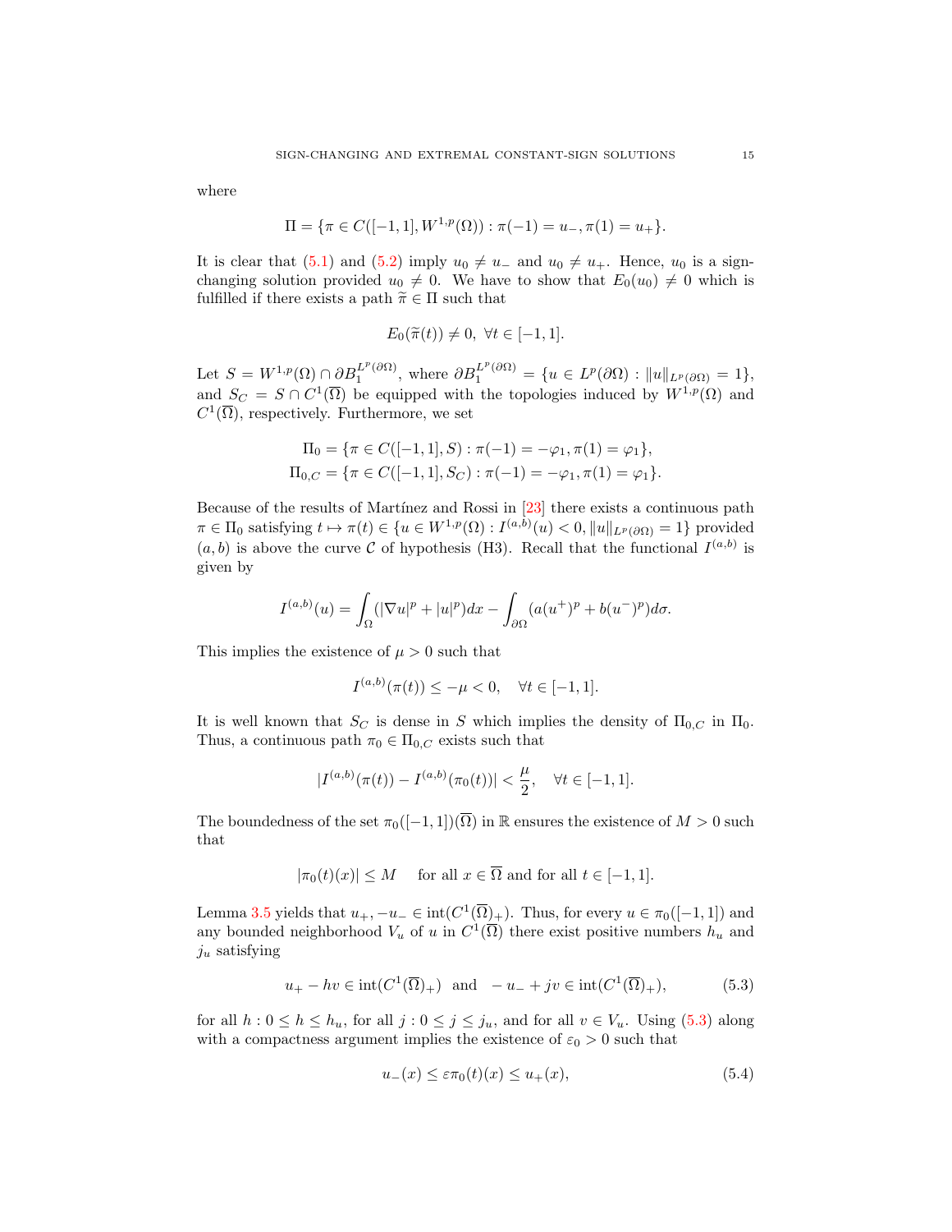where

$$\Pi = \{\pi \in C([-1,1], W^{1,p}(\Omega)) : \pi(-1) = u_-, \pi(1) = u_+\}.$$

It is clear that (5.1) and (5.2) imply $u_0 \neq u_-$ and $u_0 \neq u_+$. Hence, $u_0$ is a sign-changing solution provided $u_0 \neq 0$. We have to show that $E_0(u_0) \neq 0$ which is fulfilled if there exists a path $\widetilde{\pi} \in \Pi$ such that

$$E_0(\widetilde{\pi}(t)) \neq 0, \ \forall t \in [-1,1].$$

Let $S = W^{1,p}(\Omega) \cap \partial B_1^{L^p(\partial\Omega)}$, where $\partial B_1^{L^p(\partial\Omega)} = \{u \in L^p(\partial\Omega) : \|u\|_{L^p(\partial\Omega)} = 1\}$, and $S_C = S \cap C^1(\overline{\Omega})$ be equipped with the topologies induced by $W^{1,p}(\Omega)$ and $C^1(\overline{\Omega})$, respectively. Furthermore, we set

$$\Pi_0 = \{\pi \in C([-1,1], S) : \pi(-1) = -\varphi_1, \pi(1) = \varphi_1\},$$
$$\Pi_{0,C} = \{\pi \in C([-1,1], S_C) : \pi(-1) = -\varphi_1, \pi(1) = \varphi_1\}.$$

Because of the results of Martínez and Rossi in [23] there exists a continuous path $\pi \in \Pi_0$ satisfying $t \mapsto \pi(t) \in \{u \in W^{1,p}(\Omega) : I^{(a,b)}(u) < 0, \|u\|_{L^p(\partial\Omega)} = 1\}$ provided $(a,b)$ is above the curve $\mathcal{C}$ of hypothesis (H3). Recall that the functional $I^{(a,b)}$ is given by

$$I^{(a,b)}(u) = \int_\Omega (|\nabla u|^p + |u|^p)dx - \int_{\partial\Omega} (a(u^+)^p + b(u^-)^p)d\sigma.$$

This implies the existence of $\mu > 0$ such that

$$I^{(a,b)}(\pi(t)) \leq -\mu < 0, \quad \forall t \in [-1,1].$$

It is well known that $S_C$ is dense in $S$ which implies the density of $\Pi_{0,C}$ in $\Pi_0$. Thus, a continuous path $\pi_0 \in \Pi_{0,C}$ exists such that

$$|I^{(a,b)}(\pi(t)) - I^{(a,b)}(\pi_0(t))| < \frac{\mu}{2}, \quad \forall t \in [-1,1].$$

The boundedness of the set $\pi_0([-1,1])(\overline{\Omega})$ in $\mathbb{R}$ ensures the existence of $M > 0$ such that

$$|\pi_0(t)(x)| \leq M \quad \text{ for all } x \in \overline{\Omega} \text{ and for all } t \in [-1,1].$$

Lemma 3.5 yields that $u_+, -u_- \in \operatorname{int}(C^1(\overline{\Omega})_+)$. Thus, for every $u \in \pi_0([-1,1])$ and any bounded neighborhood $V_u$ of $u$ in $C^1(\overline{\Omega})$ there exist positive numbers $h_u$ and $j_u$ satisfying

$$u_+ - hv \in \operatorname{int}(C^1(\overline{\Omega})_+) \ \text{ and } \ -u_- + jv \in \operatorname{int}(C^1(\overline{\Omega})_+), \tag{5.3}$$

for all $h : 0 \leq h \leq h_u$, for all $j : 0 \leq j \leq j_u$, and for all $v \in V_u$. Using (5.3) along with a compactness argument implies the existence of $\varepsilon_0 > 0$ such that

$$u_-(x) \leq \varepsilon\pi_0(t)(x) \leq u_+(x), \tag{5.4}$$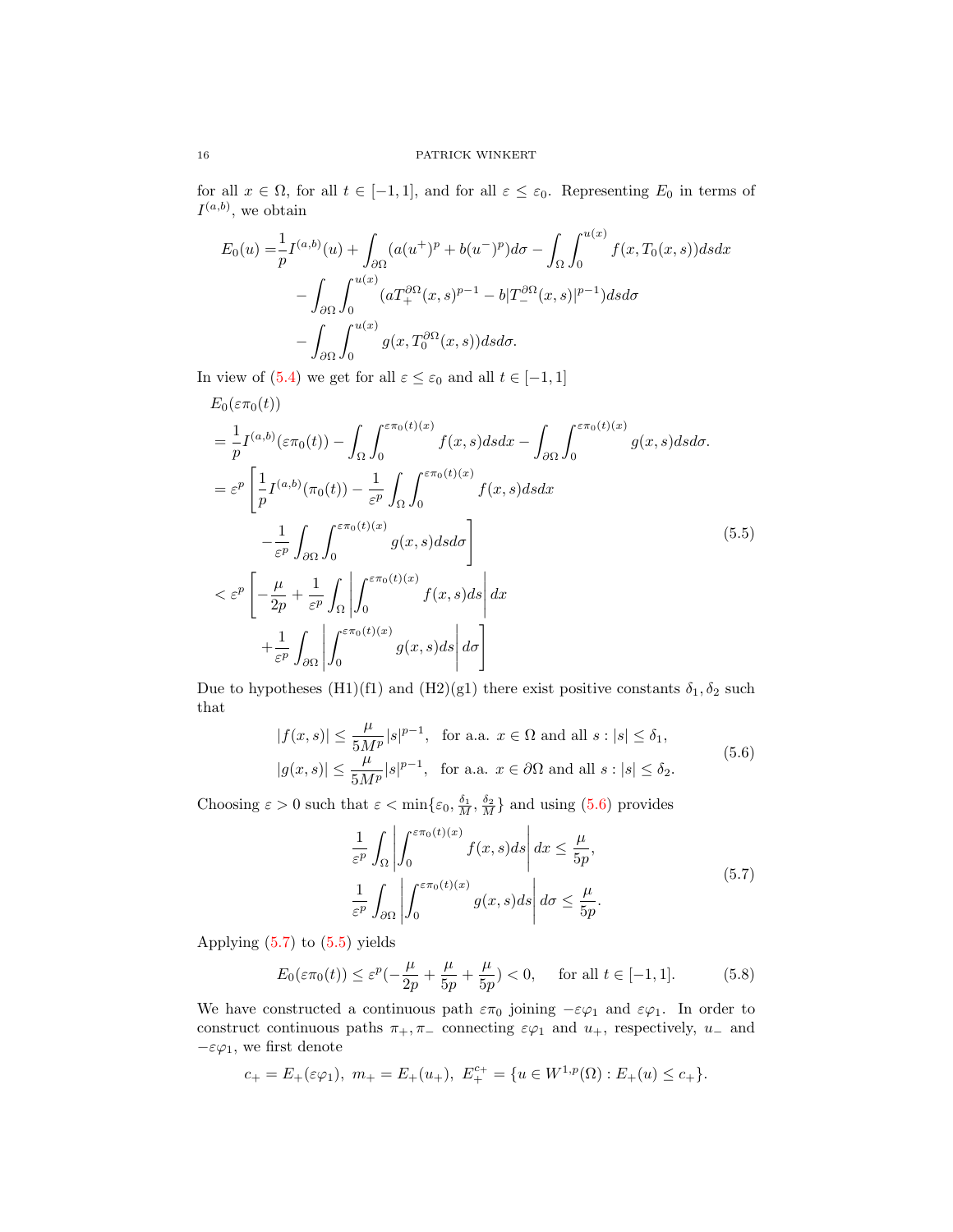for all $x \in \Omega$, for all $t \in [-1, 1]$, and for all $\varepsilon \le \varepsilon_0$. Representing $E_0$ in terms of $I^{(a,b)}$, we obtain

$$
\begin{aligned}
E_0(u) =& \frac{1}{p} I^{(a,b)}(u) + \int_{\partial\Omega} (a(u^+)^p + b(u^-)^p) d\sigma - \int_\Omega \int_0^{u(x)} f(x, T_0(x,s)) ds dx \\
&- \int_{\partial\Omega} \int_0^{u(x)} (a T_+^{\partial\Omega}(x,s)^{p-1} - b|T_-^{\partial\Omega}(x,s)|^{p-1}) ds d\sigma \\
&- \int_{\partial\Omega} \int_0^{u(x)} g(x, T_0^{\partial\Omega}(x,s)) ds d\sigma.
\end{aligned}
$$

In view of (5.4) we get for all $\varepsilon \le \varepsilon_0$ and all $t \in [-1, 1]$

$$
\begin{aligned}
&E_0(\varepsilon \pi_0(t)) \\
&= \frac{1}{p} I^{(a,b)}(\varepsilon \pi_0(t)) - \int_\Omega \int_0^{\varepsilon \pi_0(t)(x)} f(x,s) ds dx - \int_{\partial\Omega} \int_0^{\varepsilon \pi_0(t)(x)} g(x,s) ds d\sigma. \\
&= \varepsilon^p \Bigg[ \frac{1}{p} I^{(a,b)}(\pi_0(t)) - \frac{1}{\varepsilon^p} \int_\Omega \int_0^{\varepsilon \pi_0(t)(x)} f(x,s) ds dx \\
&\qquad - \frac{1}{\varepsilon^p} \int_{\partial\Omega} \int_0^{\varepsilon \pi_0(t)(x)} g(x,s) ds d\sigma \Bigg] \\
&< \varepsilon^p \Bigg[ -\frac{\mu}{2p} + \frac{1}{\varepsilon^p} \int_\Omega \left| \int_0^{\varepsilon \pi_0(t)(x)} f(x,s) ds \right| dx \\
&\qquad + \frac{1}{\varepsilon^p} \int_{\partial\Omega} \left| \int_0^{\varepsilon \pi_0(t)(x)} g(x,s) ds \right| d\sigma \Bigg]
\end{aligned}
\tag{5.5}
$$

Due to hypotheses (H1)(f1) and (H2)(g1) there exist positive constants $\delta_1, \delta_2$ such that

$$
\begin{aligned}
|f(x,s)| &\le \frac{\mu}{5M^p} |s|^{p-1}, \quad \text{for a.a. } x \in \Omega \text{ and all } s : |s| \le \delta_1, \\
|g(x,s)| &\le \frac{\mu}{5M^p} |s|^{p-1}, \quad \text{for a.a. } x \in \partial\Omega \text{ and all } s : |s| \le \delta_2.
\end{aligned}
\tag{5.6}
$$

Choosing $\varepsilon > 0$ such that $\varepsilon < \min\{\varepsilon_0, \frac{\delta_1}{M}, \frac{\delta_2}{M}\}$ and using (5.6) provides

$$
\begin{aligned}
\frac{1}{\varepsilon^p} \int_\Omega \left| \int_0^{\varepsilon \pi_0(t)(x)} f(x,s) ds \right| dx &\le \frac{\mu}{5p}, \\
\frac{1}{\varepsilon^p} \int_{\partial\Omega} \left| \int_0^{\varepsilon \pi_0(t)(x)} g(x,s) ds \right| d\sigma &\le \frac{\mu}{5p}.
\end{aligned}
\tag{5.7}
$$

Applying (5.7) to (5.5) yields

$$
E_0(\varepsilon \pi_0(t)) \le \varepsilon^p \left(-\frac{\mu}{2p} + \frac{\mu}{5p} + \frac{\mu}{5p}\right) < 0, \quad \text{for all } t \in [-1, 1]. \tag{5.8}
$$

We have constructed a continuous path $\varepsilon \pi_0$ joining $-\varepsilon \varphi_1$ and $\varepsilon \varphi_1$. In order to construct continuous paths $\pi_+, \pi_-$ connecting $\varepsilon \varphi_1$ and $u_+$, respectively, $u_-$ and $-\varepsilon \varphi_1$, we first denote

$$
c_+ = E_+(\varepsilon \varphi_1), \ m_+ = E_+(u_+), \ E_+^{c_+} = \{u \in W^{1,p}(\Omega) : E_+(u) \le c_+\}.
$$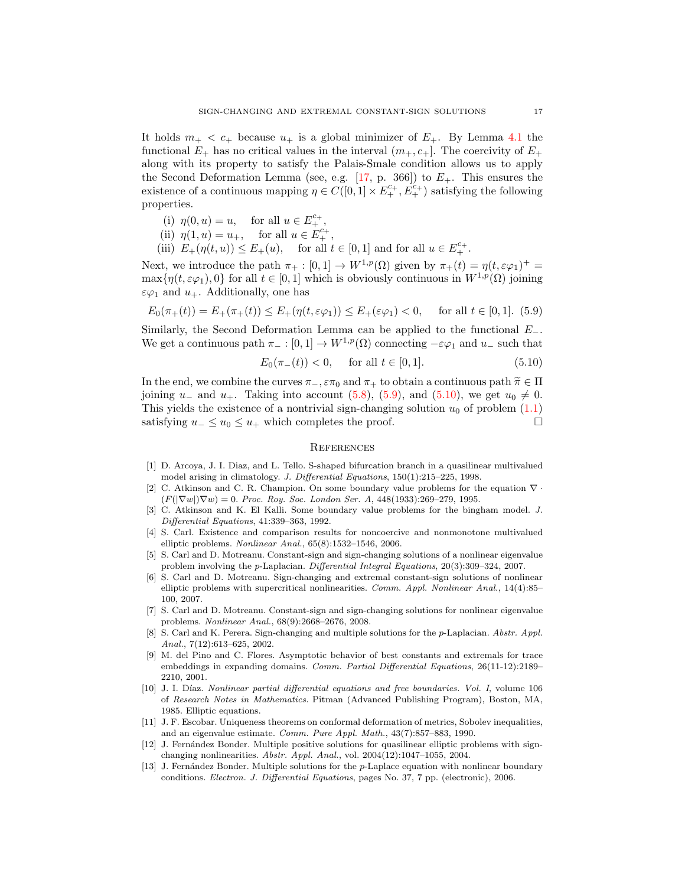It holds $m_+ < c_+$ because $u_+$ is a global minimizer of $E_+$. By Lemma 4.1 the functional $E_+$ has no critical values in the interval $(m_+, c_+]$. The coercivity of $E_+$ along with its property to satisfy the Palais-Smale condition allows us to apply the Second Deformation Lemma (see, e.g. [17, p. 366]) to $E_+$. This ensures the existence of a continuous mapping $\eta \in C([0,1] \times E_+^{c_+}, E_+^{c_+})$ satisfying the following properties.

(i) $\eta(0, u) = u$, for all $u \in E_+^{c_+}$,
(ii) $\eta(1, u) = u_+$, for all $u \in E_+^{c_+}$,
(iii) $E_+(\eta(t, u)) \leq E_+(u)$, for all $t \in [0,1]$ and for all $u \in E_+^{c_+}$.

Next, we introduce the path $\pi_+ : [0,1] \to W^{1,p}(\Omega)$ given by $\pi_+(t) = \eta(t, \varepsilon\varphi_1)^+ = \max\{\eta(t, \varepsilon\varphi_1), 0\}$ for all $t \in [0,1]$ which is obviously continuous in $W^{1,p}(\Omega)$ joining $\varepsilon\varphi_1$ and $u_+$. Additionally, one has

$$E_0(\pi_+(t)) = E_+(\pi_+(t)) \leq E_+(\eta(t, \varepsilon\varphi_1)) \leq E_+(\varepsilon\varphi_1) < 0, \quad \text{for all } t \in [0,1]. \tag{5.9}$$

Similarly, the Second Deformation Lemma can be applied to the functional $E_-$. We get a continuous path $\pi_- : [0,1] \to W^{1,p}(\Omega)$ connecting $-\varepsilon\varphi_1$ and $u_-$ such that

$$E_0(\pi_-(t)) < 0, \quad \text{for all } t \in [0,1]. \tag{5.10}$$

In the end, we combine the curves $\pi_-, \varepsilon\pi_0$ and $\pi_+$ to obtain a continuous path $\widetilde{\pi} \in \Pi$ joining $u_-$ and $u_+$. Taking into account (5.8), (5.9), and (5.10), we get $u_0 \neq 0$. This yields the existence of a nontrivial sign-changing solution $u_0$ of problem (1.1) satisfying $u_- \leq u_0 \leq u_+$ which completes the proof. $\square$

## References

[1] D. Arcoya, J. I. Diaz, and L. Tello. S-shaped bifurcation branch in a quasilinear multivalued model arising in climatology. *J. Differential Equations*, 150(1):215–225, 1998.

[2] C. Atkinson and C. R. Champion. On some boundary value problems for the equation $\nabla \cdot (F(|\nabla w|)\nabla w) = 0$. *Proc. Roy. Soc. London Ser. A*, 448(1933):269–279, 1995.

[3] C. Atkinson and K. El Kalli. Some boundary value problems for the bingham model. *J. Differential Equations*, 41:339–363, 1992.

[4] S. Carl. Existence and comparison results for noncoercive and nonmonotone multivalued elliptic problems. *Nonlinear Anal.*, 65(8):1532–1546, 2006.

[5] S. Carl and D. Motreanu. Constant-sign and sign-changing solutions of a nonlinear eigenvalue problem involving the $p$-Laplacian. *Differential Integral Equations*, 20(3):309–324, 2007.

[6] S. Carl and D. Motreanu. Sign-changing and extremal constant-sign solutions of nonlinear elliptic problems with supercritical nonlinearities. *Comm. Appl. Nonlinear Anal.*, 14(4):85–100, 2007.

[7] S. Carl and D. Motreanu. Constant-sign and sign-changing solutions for nonlinear eigenvalue problems. *Nonlinear Anal.*, 68(9):2668–2676, 2008.

[8] S. Carl and K. Perera. Sign-changing and multiple solutions for the $p$-Laplacian. *Abstr. Appl. Anal.*, 7(12):613–625, 2002.

[9] M. del Pino and C. Flores. Asymptotic behavior of best constants and extremals for trace embeddings in expanding domains. *Comm. Partial Differential Equations*, 26(11-12):2189–2210, 2001.

[10] J. I. Díaz. *Nonlinear partial differential equations and free boundaries. Vol. I*, volume 106 of *Research Notes in Mathematics*. Pitman (Advanced Publishing Program), Boston, MA, 1985. Elliptic equations.

[11] J. F. Escobar. Uniqueness theorems on conformal deformation of metrics, Sobolev inequalities, and an eigenvalue estimate. *Comm. Pure Appl. Math.*, 43(7):857–883, 1990.

[12] J. Fernández Bonder. Multiple positive solutions for quasilinear elliptic problems with sign-changing nonlinearities. *Abstr. Appl. Anal.*, vol. 2004(12):1047–1055, 2004.

[13] J. Fernández Bonder. Multiple solutions for the $p$-Laplace equation with nonlinear boundary conditions. *Electron. J. Differential Equations*, pages No. 37, 7 pp. (electronic), 2006.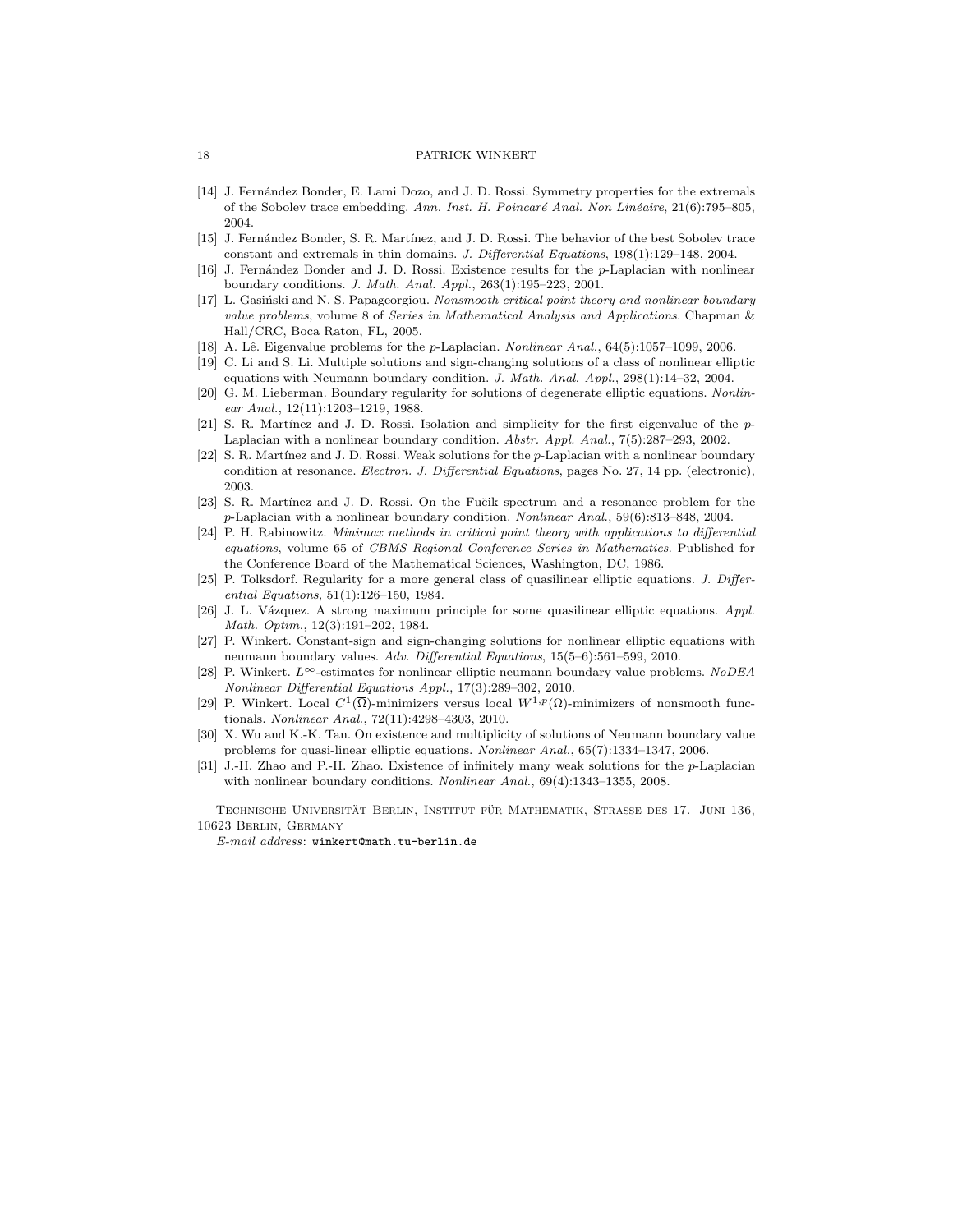[14] J. Fernández Bonder, E. Lami Dozo, and J. D. Rossi. Symmetry properties for the extremals of the Sobolev trace embedding. *Ann. Inst. H. Poincaré Anal. Non Linéaire*, 21(6):795–805, 2004.

[15] J. Fernández Bonder, S. R. Martínez, and J. D. Rossi. The behavior of the best Sobolev trace constant and extremals in thin domains. *J. Differential Equations*, 198(1):129–148, 2004.

[16] J. Fernández Bonder and J. D. Rossi. Existence results for the $p$-Laplacian with nonlinear boundary conditions. *J. Math. Anal. Appl.*, 263(1):195–223, 2001.

[17] L. Gasiński and N. S. Papageorgiou. *Nonsmooth critical point theory and nonlinear boundary value problems*, volume 8 of *Series in Mathematical Analysis and Applications*. Chapman & Hall/CRC, Boca Raton, FL, 2005.

[18] A. Lê. Eigenvalue problems for the $p$-Laplacian. *Nonlinear Anal.*, 64(5):1057–1099, 2006.

[19] C. Li and S. Li. Multiple solutions and sign-changing solutions of a class of nonlinear elliptic equations with Neumann boundary condition. *J. Math. Anal. Appl.*, 298(1):14–32, 2004.

[20] G. M. Lieberman. Boundary regularity for solutions of degenerate elliptic equations. *Nonlinear Anal.*, 12(11):1203–1219, 1988.

[21] S. R. Martínez and J. D. Rossi. Isolation and simplicity for the first eigenvalue of the $p$-Laplacian with a nonlinear boundary condition. *Abstr. Appl. Anal.*, 7(5):287–293, 2002.

[22] S. R. Martínez and J. D. Rossi. Weak solutions for the $p$-Laplacian with a nonlinear boundary condition at resonance. *Electron. J. Differential Equations*, pages No. 27, 14 pp. (electronic), 2003.

[23] S. R. Martínez and J. D. Rossi. On the Fučik spectrum and a resonance problem for the $p$-Laplacian with a nonlinear boundary condition. *Nonlinear Anal.*, 59(6):813–848, 2004.

[24] P. H. Rabinowitz. *Minimax methods in critical point theory with applications to differential equations*, volume 65 of *CBMS Regional Conference Series in Mathematics*. Published for the Conference Board of the Mathematical Sciences, Washington, DC, 1986.

[25] P. Tolksdorf. Regularity for a more general class of quasilinear elliptic equations. *J. Differential Equations*, 51(1):126–150, 1984.

[26] J. L. Vázquez. A strong maximum principle for some quasilinear elliptic equations. *Appl. Math. Optim.*, 12(3):191–202, 1984.

[27] P. Winkert. Constant-sign and sign-changing solutions for nonlinear elliptic equations with neumann boundary values. *Adv. Differential Equations*, 15(5–6):561–599, 2010.

[28] P. Winkert. $L^\infty$-estimates for nonlinear elliptic neumann boundary value problems. *NoDEA Nonlinear Differential Equations Appl.*, 17(3):289–302, 2010.

[29] P. Winkert. Local $C^1(\overline{\Omega})$-minimizers versus local $W^{1,p}(\Omega)$-minimizers of nonsmooth functionals. *Nonlinear Anal.*, 72(11):4298–4303, 2010.

[30] X. Wu and K.-K. Tan. On existence and multiplicity of solutions of Neumann boundary value problems for quasi-linear elliptic equations. *Nonlinear Anal.*, 65(7):1334–1347, 2006.

[31] J.-H. Zhao and P.-H. Zhao. Existence of infinitely many weak solutions for the $p$-Laplacian with nonlinear boundary conditions. *Nonlinear Anal.*, 69(4):1343–1355, 2008.

Technische Universität Berlin, Institut für Mathematik, Strasse des 17. Juni 136, 10623 Berlin, Germany

*E-mail address*: `winkert@math.tu-berlin.de`